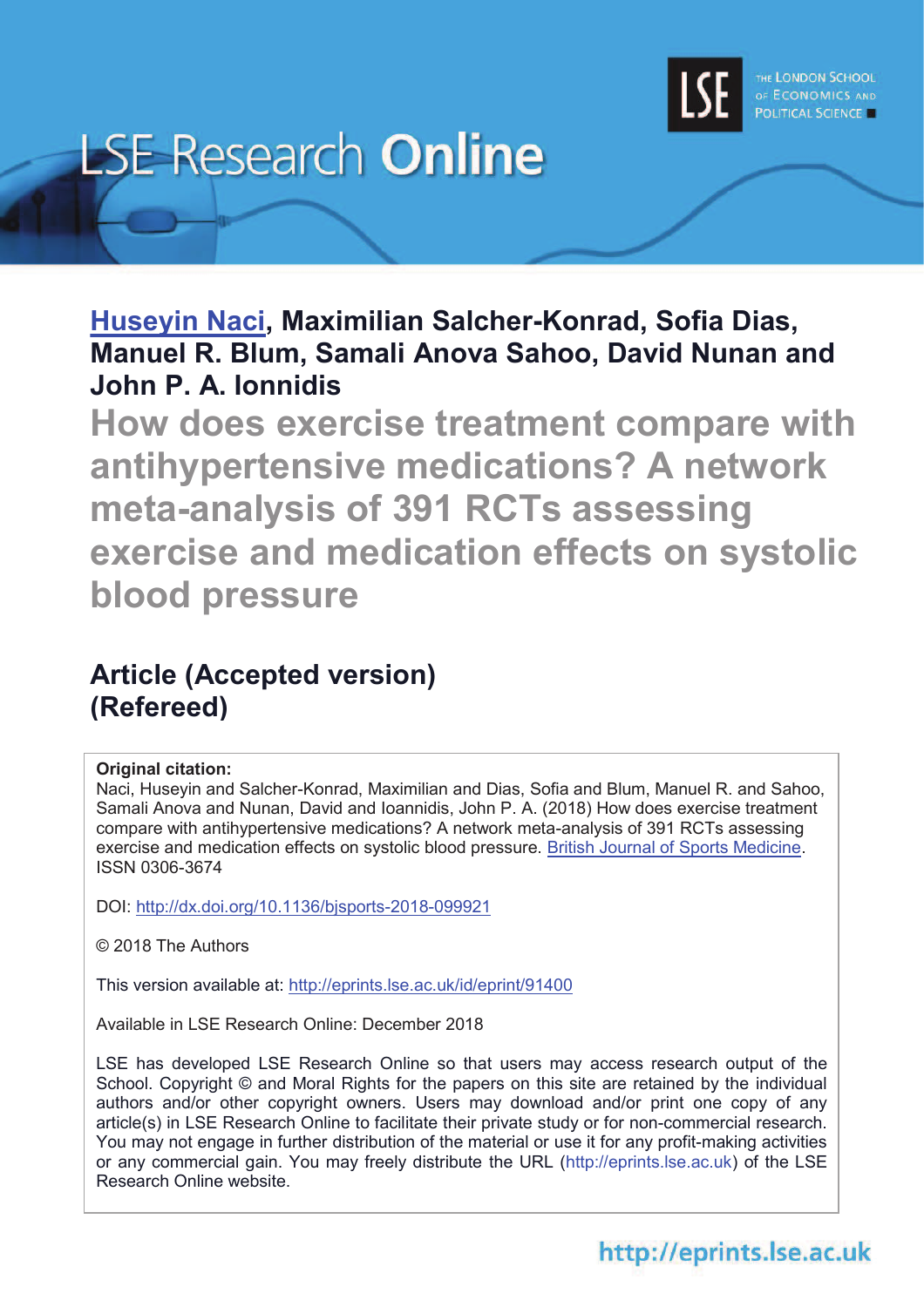# LSE Research Online

THE LONDON SCHOOL OF ECONOMICS AND POLITICAL SCIENCE

**Huseyin Naci, Maximilian Salcher-Konrad, Sofia Dias, Manuel R. Blum, Samali Anova Sahoo, David Nunan and John P. A. Ionnidis**

## How does exercise treatment compare with antihypertensive medications? A network meta-analysis of 391 RCTs assessing exercise and medication effects on systolic blood pressure

### Article (Accepted version)
### (Refereed)

**Original citation:**
Naci, Huseyin and Salcher-Konrad, Maximilian and Dias, Sofia and Blum, Manuel R. and Sahoo, Samali Anova and Nunan, David and Ioannidis, John P. A. (2018) How does exercise treatment compare with antihypertensive medications? A network meta-analysis of 391 RCTs assessing exercise and medication effects on systolic blood pressure. British Journal of Sports Medicine. ISSN 0306-3674

DOI: http://dx.doi.org/10.1136/bjsports-2018-099921

© 2018 The Authors

This version available at: http://eprints.lse.ac.uk/id/eprint/91400

Available in LSE Research Online: December 2018

LSE has developed LSE Research Online so that users may access research output of the School. Copyright © and Moral Rights for the papers on this site are retained by the individual authors and/or other copyright owners. Users may download and/or print one copy of any article(s) in LSE Research Online to facilitate their private study or for non-commercial research. You may not engage in further distribution of the material or use it for any profit-making activities or any commercial gain. You may freely distribute the URL (http://eprints.lse.ac.uk) of the LSE Research Online website.

http://eprints.lse.ac.uk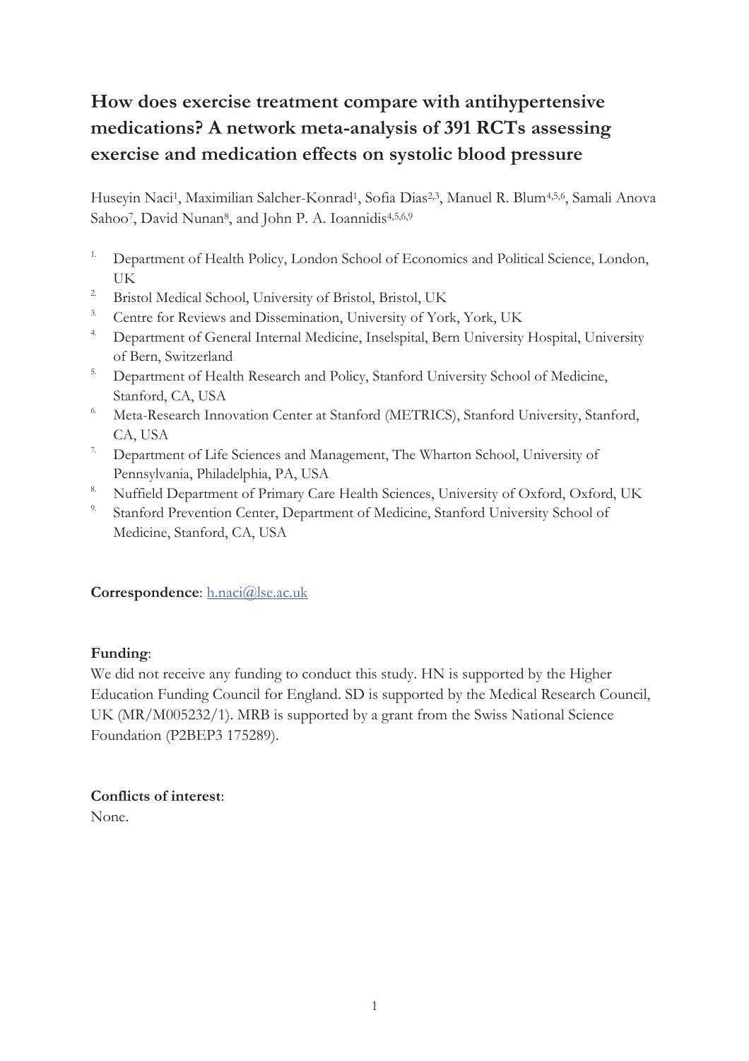# How does exercise treatment compare with antihypertensive medications? A network meta-analysis of 391 RCTs assessing exercise and medication effects on systolic blood pressure

Huseyin Naci[1], Maximilian Salcher-Konrad[1], Sofia Dias[2,3], Manuel R. Blum[4,5,6], Samali Anova Sahoo[7], David Nunan[8], and John P. A. Ioannidis[4,5,6,9]

1. Department of Health Policy, London School of Economics and Political Science, London, UK
2. Bristol Medical School, University of Bristol, Bristol, UK
3. Centre for Reviews and Dissemination, University of York, York, UK
4. Department of General Internal Medicine, Inselspital, Bern University Hospital, University of Bern, Switzerland
5. Department of Health Research and Policy, Stanford University School of Medicine, Stanford, CA, USA
6. Meta-Research Innovation Center at Stanford (METRICS), Stanford University, Stanford, CA, USA
7. Department of Life Sciences and Management, The Wharton School, University of Pennsylvania, Philadelphia, PA, USA
8. Nuffield Department of Primary Care Health Sciences, University of Oxford, Oxford, UK
9. Stanford Prevention Center, Department of Medicine, Stanford University School of Medicine, Stanford, CA, USA

**Correspondence**: h.naci@lse.ac.uk

**Funding**:
We did not receive any funding to conduct this study. HN is supported by the Higher Education Funding Council for England. SD is supported by the Medical Research Council, UK (MR/M005232/1). MRB is supported by a grant from the Swiss National Science Foundation (P2BEP3 175289).

**Conflicts of interest**:
None.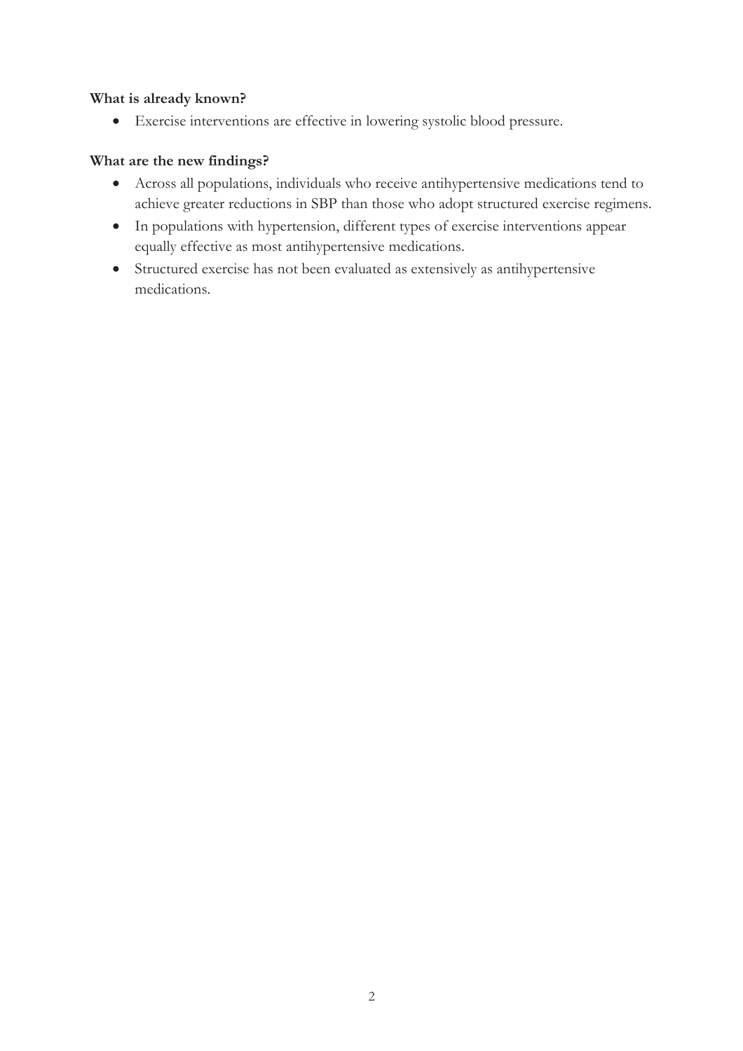**What is already known?**

- Exercise interventions are effective in lowering systolic blood pressure.

**What are the new findings?**

- Across all populations, individuals who receive antihypertensive medications tend to achieve greater reductions in SBP than those who adopt structured exercise regimens.
- In populations with hypertension, different types of exercise interventions appear equally effective as most antihypertensive medications.
- Structured exercise has not been evaluated as extensively as antihypertensive medications.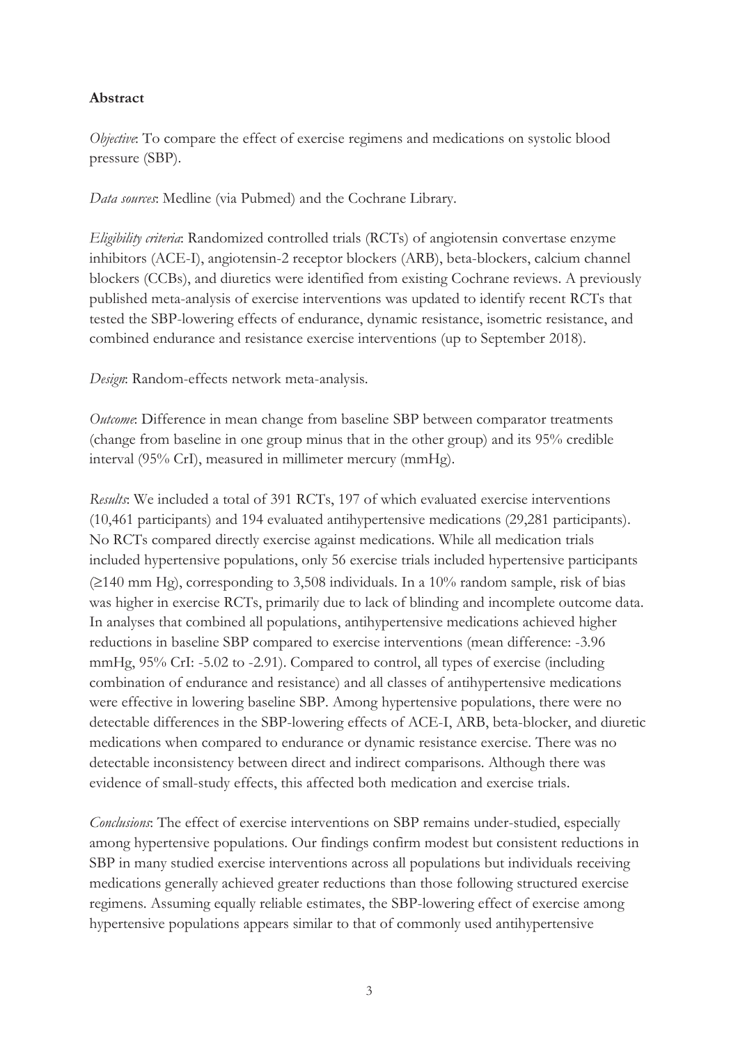**Abstract**

*Objective*: To compare the effect of exercise regimens and medications on systolic blood pressure (SBP).

*Data sources*: Medline (via Pubmed) and the Cochrane Library.

*Eligibility criteria*: Randomized controlled trials (RCTs) of angiotensin convertase enzyme inhibitors (ACE-I), angiotensin-2 receptor blockers (ARB), beta-blockers, calcium channel blockers (CCBs), and diuretics were identified from existing Cochrane reviews. A previously published meta-analysis of exercise interventions was updated to identify recent RCTs that tested the SBP-lowering effects of endurance, dynamic resistance, isometric resistance, and combined endurance and resistance exercise interventions (up to September 2018).

*Design*: Random-effects network meta-analysis.

*Outcome*: Difference in mean change from baseline SBP between comparator treatments (change from baseline in one group minus that in the other group) and its 95% credible interval (95% CrI), measured in millimeter mercury (mmHg).

*Results*: We included a total of 391 RCTs, 197 of which evaluated exercise interventions (10,461 participants) and 194 evaluated antihypertensive medications (29,281 participants). No RCTs compared directly exercise against medications. While all medication trials included hypertensive populations, only 56 exercise trials included hypertensive participants (≥140 mm Hg), corresponding to 3,508 individuals. In a 10% random sample, risk of bias was higher in exercise RCTs, primarily due to lack of blinding and incomplete outcome data. In analyses that combined all populations, antihypertensive medications achieved higher reductions in baseline SBP compared to exercise interventions (mean difference: -3.96 mmHg, 95% CrI: -5.02 to -2.91). Compared to control, all types of exercise (including combination of endurance and resistance) and all classes of antihypertensive medications were effective in lowering baseline SBP. Among hypertensive populations, there were no detectable differences in the SBP-lowering effects of ACE-I, ARB, beta-blocker, and diuretic medications when compared to endurance or dynamic resistance exercise. There was no detectable inconsistency between direct and indirect comparisons. Although there was evidence of small-study effects, this affected both medication and exercise trials.

*Conclusions*: The effect of exercise interventions on SBP remains under-studied, especially among hypertensive populations. Our findings confirm modest but consistent reductions in SBP in many studied exercise interventions across all populations but individuals receiving medications generally achieved greater reductions than those following structured exercise regimens. Assuming equally reliable estimates, the SBP-lowering effect of exercise among hypertensive populations appears similar to that of commonly used antihypertensive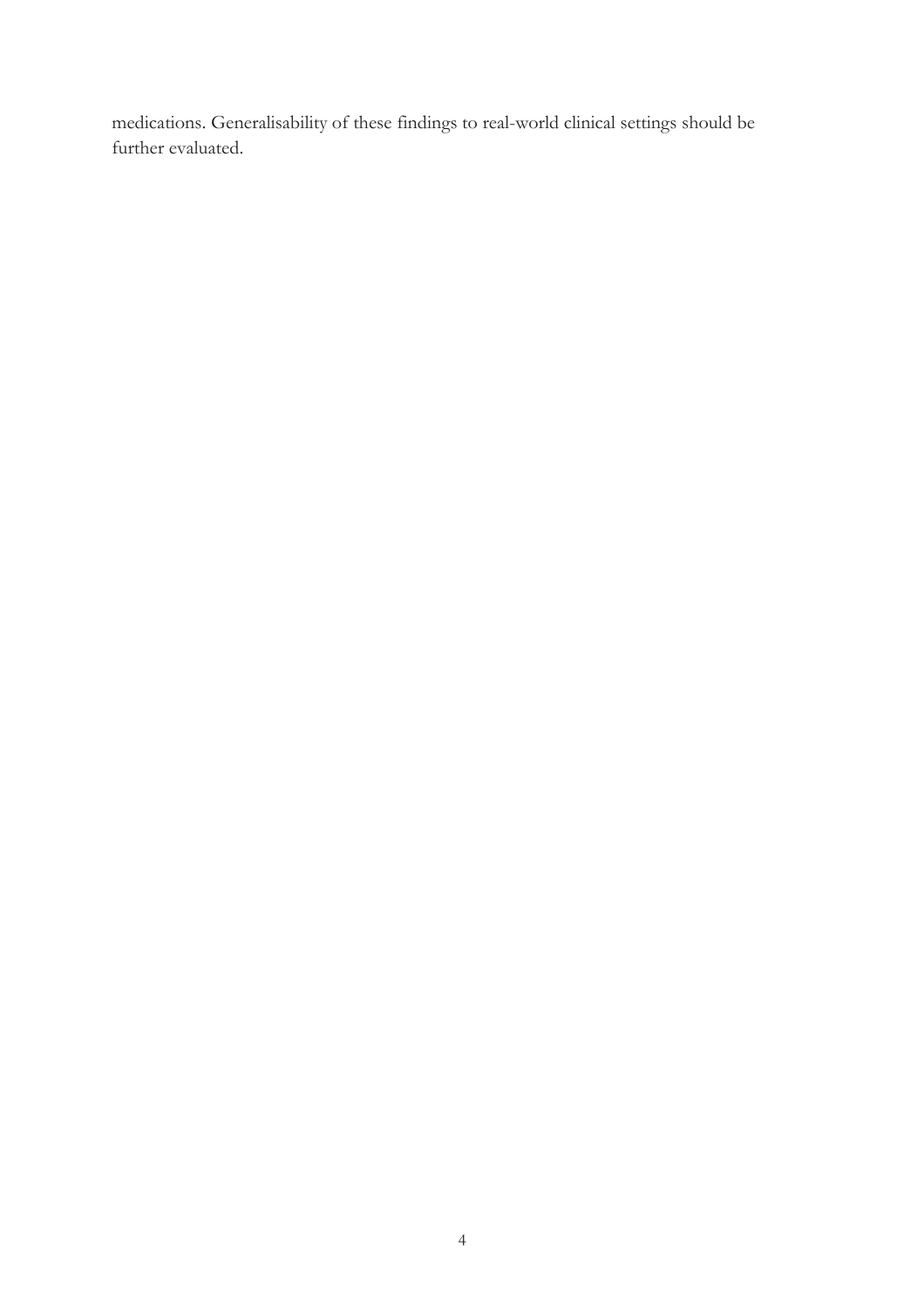medications. Generalisability of these findings to real-world clinical settings should be further evaluated.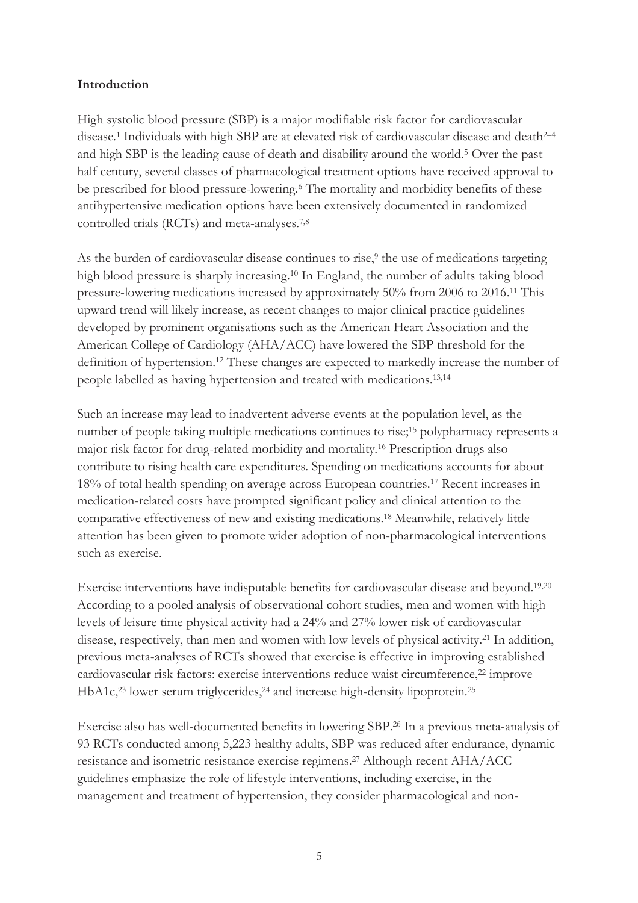## Introduction

High systolic blood pressure (SBP) is a major modifiable risk factor for cardiovascular disease.[1] Individuals with high SBP are at elevated risk of cardiovascular disease and death[2–4] and high SBP is the leading cause of death and disability around the world.[5] Over the past half century, several classes of pharmacological treatment options have received approval to be prescribed for blood pressure-lowering.[6] The mortality and morbidity benefits of these antihypertensive medication options have been extensively documented in randomized controlled trials (RCTs) and meta-analyses.[7,8]

As the burden of cardiovascular disease continues to rise,[9] the use of medications targeting high blood pressure is sharply increasing.[10] In England, the number of adults taking blood pressure-lowering medications increased by approximately 50% from 2006 to 2016.[11] This upward trend will likely increase, as recent changes to major clinical practice guidelines developed by prominent organisations such as the American Heart Association and the American College of Cardiology (AHA/ACC) have lowered the SBP threshold for the definition of hypertension.[12] These changes are expected to markedly increase the number of people labelled as having hypertension and treated with medications.[13,14]

Such an increase may lead to inadvertent adverse events at the population level, as the number of people taking multiple medications continues to rise;[15] polypharmacy represents a major risk factor for drug-related morbidity and mortality.[16] Prescription drugs also contribute to rising health care expenditures. Spending on medications accounts for about 18% of total health spending on average across European countries.[17] Recent increases in medication-related costs have prompted significant policy and clinical attention to the comparative effectiveness of new and existing medications.[18] Meanwhile, relatively little attention has been given to promote wider adoption of non-pharmacological interventions such as exercise.

Exercise interventions have indisputable benefits for cardiovascular disease and beyond.[19,20] According to a pooled analysis of observational cohort studies, men and women with high levels of leisure time physical activity had a 24% and 27% lower risk of cardiovascular disease, respectively, than men and women with low levels of physical activity.[21] In addition, previous meta-analyses of RCTs showed that exercise is effective in improving established cardiovascular risk factors: exercise interventions reduce waist circumference,[22] improve HbA1c,[23] lower serum triglycerides,[24] and increase high-density lipoprotein.[25]

Exercise also has well-documented benefits in lowering SBP.[26] In a previous meta-analysis of 93 RCTs conducted among 5,223 healthy adults, SBP was reduced after endurance, dynamic resistance and isometric resistance exercise regimens.[27] Although recent AHA/ACC guidelines emphasize the role of lifestyle interventions, including exercise, in the management and treatment of hypertension, they consider pharmacological and non-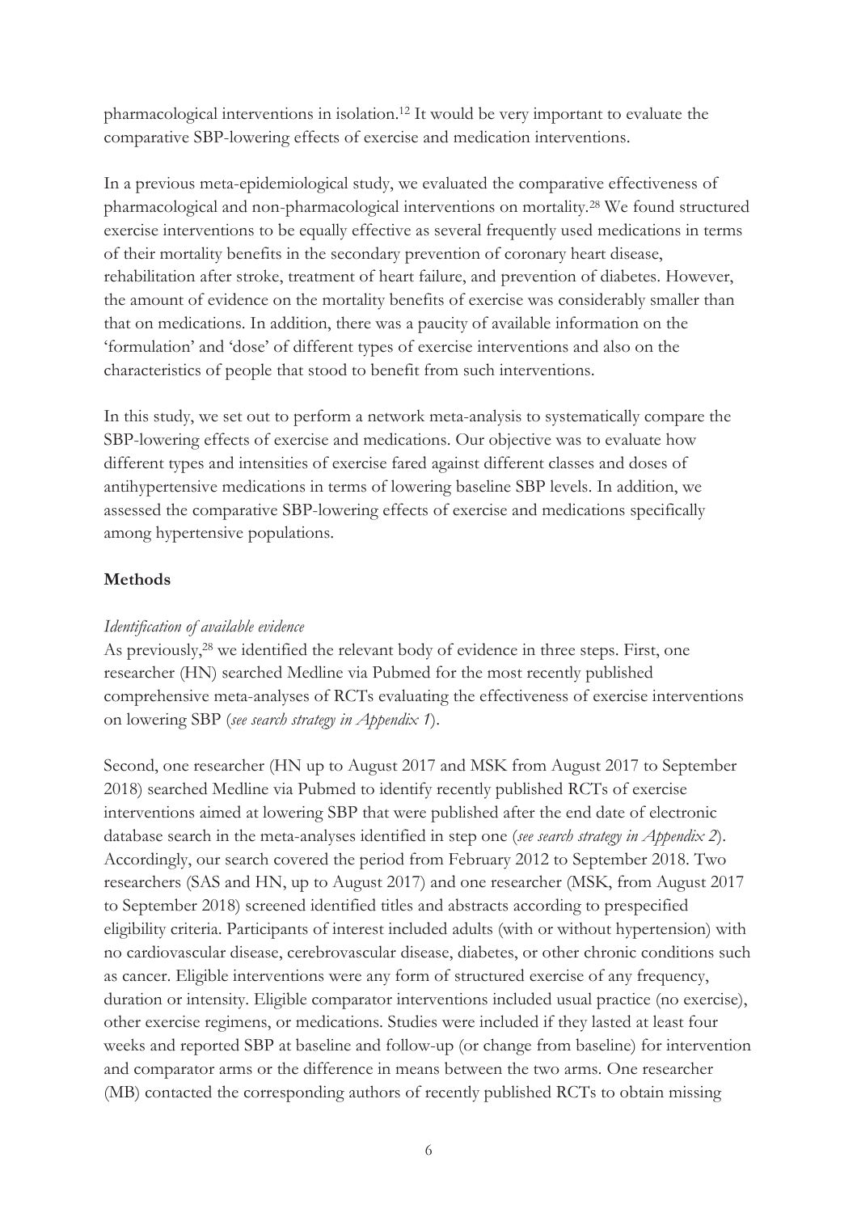pharmacological interventions in isolation.[12] It would be very important to evaluate the comparative SBP-lowering effects of exercise and medication interventions.

In a previous meta-epidemiological study, we evaluated the comparative effectiveness of pharmacological and non-pharmacological interventions on mortality.[28] We found structured exercise interventions to be equally effective as several frequently used medications in terms of their mortality benefits in the secondary prevention of coronary heart disease, rehabilitation after stroke, treatment of heart failure, and prevention of diabetes. However, the amount of evidence on the mortality benefits of exercise was considerably smaller than that on medications. In addition, there was a paucity of available information on the 'formulation' and 'dose' of different types of exercise interventions and also on the characteristics of people that stood to benefit from such interventions.

In this study, we set out to perform a network meta-analysis to systematically compare the SBP-lowering effects of exercise and medications. Our objective was to evaluate how different types and intensities of exercise fared against different classes and doses of antihypertensive medications in terms of lowering baseline SBP levels. In addition, we assessed the comparative SBP-lowering effects of exercise and medications specifically among hypertensive populations.

## Methods

### *Identification of available evidence*

As previously,[28] we identified the relevant body of evidence in three steps. First, one researcher (HN) searched Medline via Pubmed for the most recently published comprehensive meta-analyses of RCTs evaluating the effectiveness of exercise interventions on lowering SBP (*see search strategy in Appendix 1*).

Second, one researcher (HN up to August 2017 and MSK from August 2017 to September 2018) searched Medline via Pubmed to identify recently published RCTs of exercise interventions aimed at lowering SBP that were published after the end date of electronic database search in the meta-analyses identified in step one (*see search strategy in Appendix 2*). Accordingly, our search covered the period from February 2012 to September 2018. Two researchers (SAS and HN, up to August 2017) and one researcher (MSK, from August 2017 to September 2018) screened identified titles and abstracts according to prespecified eligibility criteria. Participants of interest included adults (with or without hypertension) with no cardiovascular disease, cerebrovascular disease, diabetes, or other chronic conditions such as cancer. Eligible interventions were any form of structured exercise of any frequency, duration or intensity. Eligible comparator interventions included usual practice (no exercise), other exercise regimens, or medications. Studies were included if they lasted at least four weeks and reported SBP at baseline and follow-up (or change from baseline) for intervention and comparator arms or the difference in means between the two arms. One researcher (MB) contacted the corresponding authors of recently published RCTs to obtain missing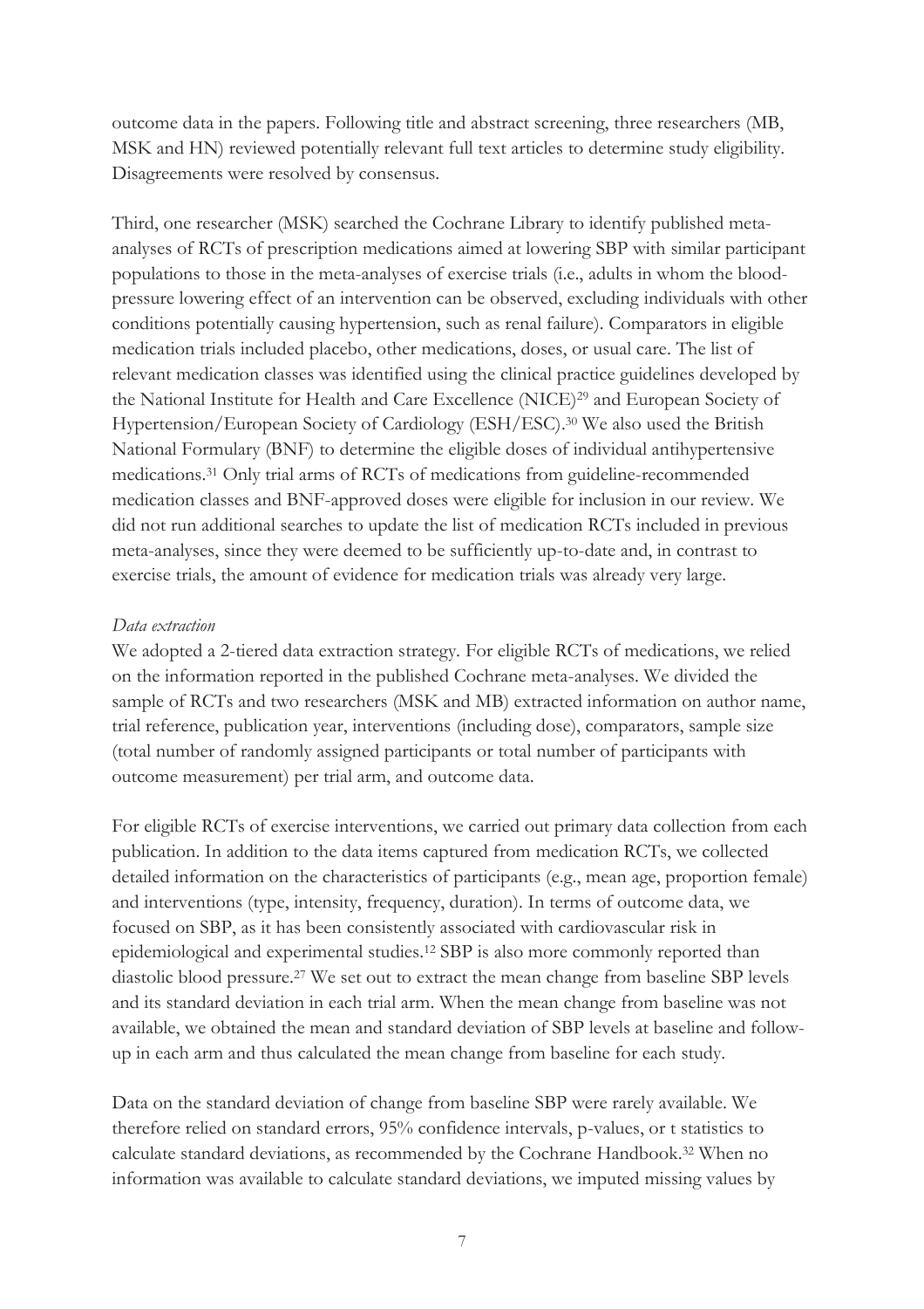outcome data in the papers. Following title and abstract screening, three researchers (MB, MSK and HN) reviewed potentially relevant full text articles to determine study eligibility. Disagreements were resolved by consensus.

Third, one researcher (MSK) searched the Cochrane Library to identify published meta-analyses of RCTs of prescription medications aimed at lowering SBP with similar participant populations to those in the meta-analyses of exercise trials (i.e., adults in whom the blood-pressure lowering effect of an intervention can be observed, excluding individuals with other conditions potentially causing hypertension, such as renal failure). Comparators in eligible medication trials included placebo, other medications, doses, or usual care. The list of relevant medication classes was identified using the clinical practice guidelines developed by the National Institute for Health and Care Excellence (NICE)[29] and European Society of Hypertension/European Society of Cardiology (ESH/ESC).[30] We also used the British National Formulary (BNF) to determine the eligible doses of individual antihypertensive medications.[31] Only trial arms of RCTs of medications from guideline-recommended medication classes and BNF-approved doses were eligible for inclusion in our review. We did not run additional searches to update the list of medication RCTs included in previous meta-analyses, since they were deemed to be sufficiently up-to-date and, in contrast to exercise trials, the amount of evidence for medication trials was already very large.

*Data extraction*

We adopted a 2-tiered data extraction strategy. For eligible RCTs of medications, we relied on the information reported in the published Cochrane meta-analyses. We divided the sample of RCTs and two researchers (MSK and MB) extracted information on author name, trial reference, publication year, interventions (including dose), comparators, sample size (total number of randomly assigned participants or total number of participants with outcome measurement) per trial arm, and outcome data.

For eligible RCTs of exercise interventions, we carried out primary data collection from each publication. In addition to the data items captured from medication RCTs, we collected detailed information on the characteristics of participants (e.g., mean age, proportion female) and interventions (type, intensity, frequency, duration). In terms of outcome data, we focused on SBP, as it has been consistently associated with cardiovascular risk in epidemiological and experimental studies.[12] SBP is also more commonly reported than diastolic blood pressure.[27] We set out to extract the mean change from baseline SBP levels and its standard deviation in each trial arm. When the mean change from baseline was not available, we obtained the mean and standard deviation of SBP levels at baseline and follow-up in each arm and thus calculated the mean change from baseline for each study.

Data on the standard deviation of change from baseline SBP were rarely available. We therefore relied on standard errors, 95% confidence intervals, p-values, or t statistics to calculate standard deviations, as recommended by the Cochrane Handbook.[32] When no information was available to calculate standard deviations, we imputed missing values by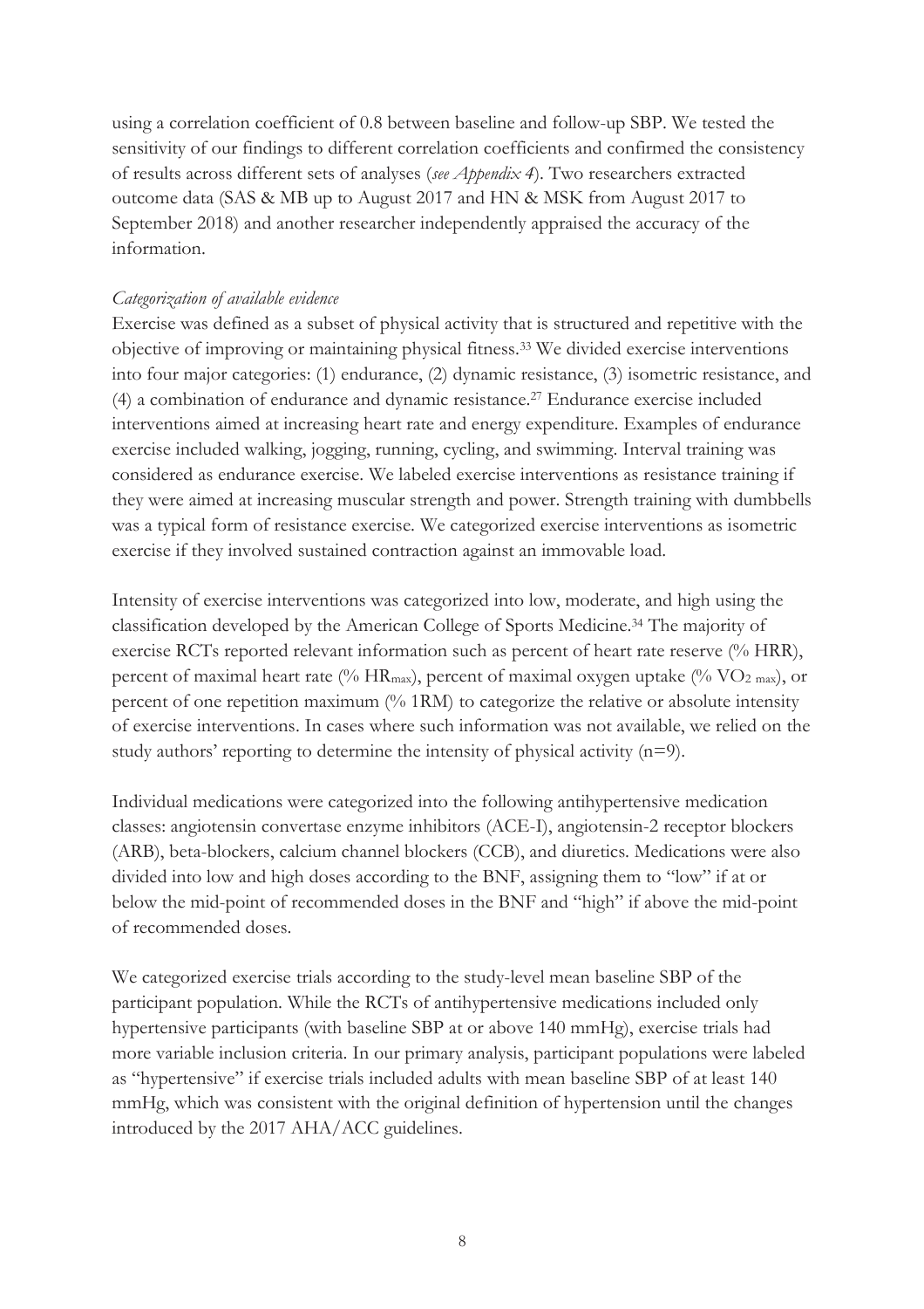using a correlation coefficient of 0.8 between baseline and follow-up SBP. We tested the sensitivity of our findings to different correlation coefficients and confirmed the consistency of results across different sets of analyses (*see Appendix 4*). Two researchers extracted outcome data (SAS & MB up to August 2017 and HN & MSK from August 2017 to September 2018) and another researcher independently appraised the accuracy of the information.

*Categorization of available evidence*

Exercise was defined as a subset of physical activity that is structured and repetitive with the objective of improving or maintaining physical fitness.[33] We divided exercise interventions into four major categories: (1) endurance, (2) dynamic resistance, (3) isometric resistance, and (4) a combination of endurance and dynamic resistance.[27] Endurance exercise included interventions aimed at increasing heart rate and energy expenditure. Examples of endurance exercise included walking, jogging, running, cycling, and swimming. Interval training was considered as endurance exercise. We labeled exercise interventions as resistance training if they were aimed at increasing muscular strength and power. Strength training with dumbbells was a typical form of resistance exercise. We categorized exercise interventions as isometric exercise if they involved sustained contraction against an immovable load.

Intensity of exercise interventions was categorized into low, moderate, and high using the classification developed by the American College of Sports Medicine.[34] The majority of exercise RCTs reported relevant information such as percent of heart rate reserve (% HRR), percent of maximal heart rate (% $HR_{max}$), percent of maximal oxygen uptake (% $VO_{2\ max}$), or percent of one repetition maximum (% 1RM) to categorize the relative or absolute intensity of exercise interventions. In cases where such information was not available, we relied on the study authors' reporting to determine the intensity of physical activity (n=9).

Individual medications were categorized into the following antihypertensive medication classes: angiotensin convertase enzyme inhibitors (ACE-I), angiotensin-2 receptor blockers (ARB), beta-blockers, calcium channel blockers (CCB), and diuretics. Medications were also divided into low and high doses according to the BNF, assigning them to "low" if at or below the mid-point of recommended doses in the BNF and "high" if above the mid-point of recommended doses.

We categorized exercise trials according to the study-level mean baseline SBP of the participant population. While the RCTs of antihypertensive medications included only hypertensive participants (with baseline SBP at or above 140 mmHg), exercise trials had more variable inclusion criteria. In our primary analysis, participant populations were labeled as "hypertensive" if exercise trials included adults with mean baseline SBP of at least 140 mmHg, which was consistent with the original definition of hypertension until the changes introduced by the 2017 AHA/ACC guidelines.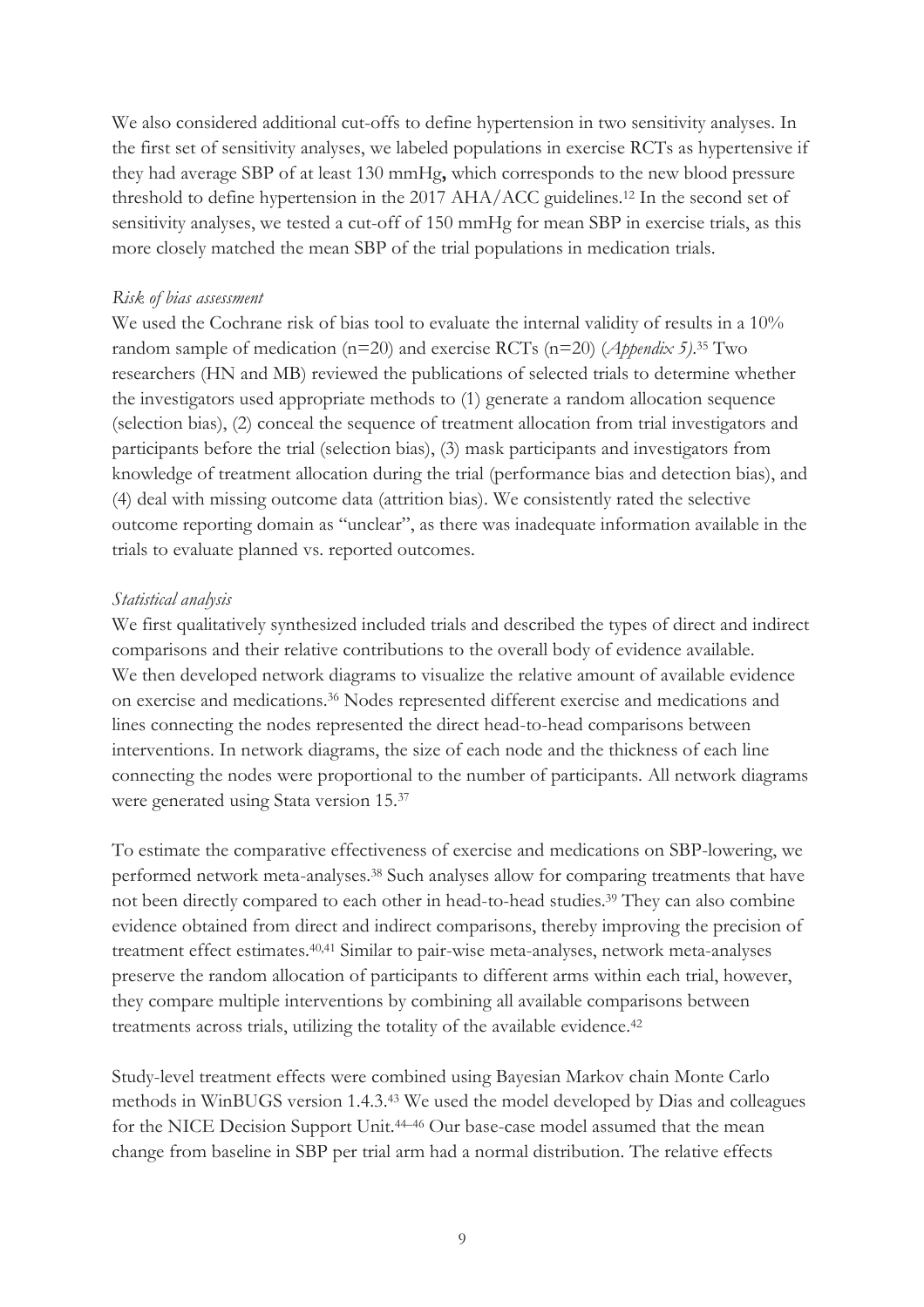We also considered additional cut-offs to define hypertension in two sensitivity analyses. In the first set of sensitivity analyses, we labeled populations in exercise RCTs as hypertensive if they had average SBP of at least 130 mmHg**,** which corresponds to the new blood pressure threshold to define hypertension in the 2017 AHA/ACC guidelines.[12] In the second set of sensitivity analyses, we tested a cut-off of 150 mmHg for mean SBP in exercise trials, as this more closely matched the mean SBP of the trial populations in medication trials.

*Risk of bias assessment*

We used the Cochrane risk of bias tool to evaluate the internal validity of results in a 10% random sample of medication (n=20) and exercise RCTs (n=20) (*Appendix 5)*.[35] Two researchers (HN and MB) reviewed the publications of selected trials to determine whether the investigators used appropriate methods to (1) generate a random allocation sequence (selection bias), (2) conceal the sequence of treatment allocation from trial investigators and participants before the trial (selection bias), (3) mask participants and investigators from knowledge of treatment allocation during the trial (performance bias and detection bias), and (4) deal with missing outcome data (attrition bias). We consistently rated the selective outcome reporting domain as "unclear", as there was inadequate information available in the trials to evaluate planned vs. reported outcomes.

*Statistical analysis*

We first qualitatively synthesized included trials and described the types of direct and indirect comparisons and their relative contributions to the overall body of evidence available. We then developed network diagrams to visualize the relative amount of available evidence on exercise and medications.[36] Nodes represented different exercise and medications and lines connecting the nodes represented the direct head-to-head comparisons between interventions. In network diagrams, the size of each node and the thickness of each line connecting the nodes were proportional to the number of participants. All network diagrams were generated using Stata version 15.[37]

To estimate the comparative effectiveness of exercise and medications on SBP-lowering, we performed network meta-analyses.[38] Such analyses allow for comparing treatments that have not been directly compared to each other in head-to-head studies.[39] They can also combine evidence obtained from direct and indirect comparisons, thereby improving the precision of treatment effect estimates.[40,41] Similar to pair-wise meta-analyses, network meta-analyses preserve the random allocation of participants to different arms within each trial, however, they compare multiple interventions by combining all available comparisons between treatments across trials, utilizing the totality of the available evidence.[42]

Study-level treatment effects were combined using Bayesian Markov chain Monte Carlo methods in WinBUGS version 1.4.3.[43] We used the model developed by Dias and colleagues for the NICE Decision Support Unit.[44–46] Our base-case model assumed that the mean change from baseline in SBP per trial arm had a normal distribution. The relative effects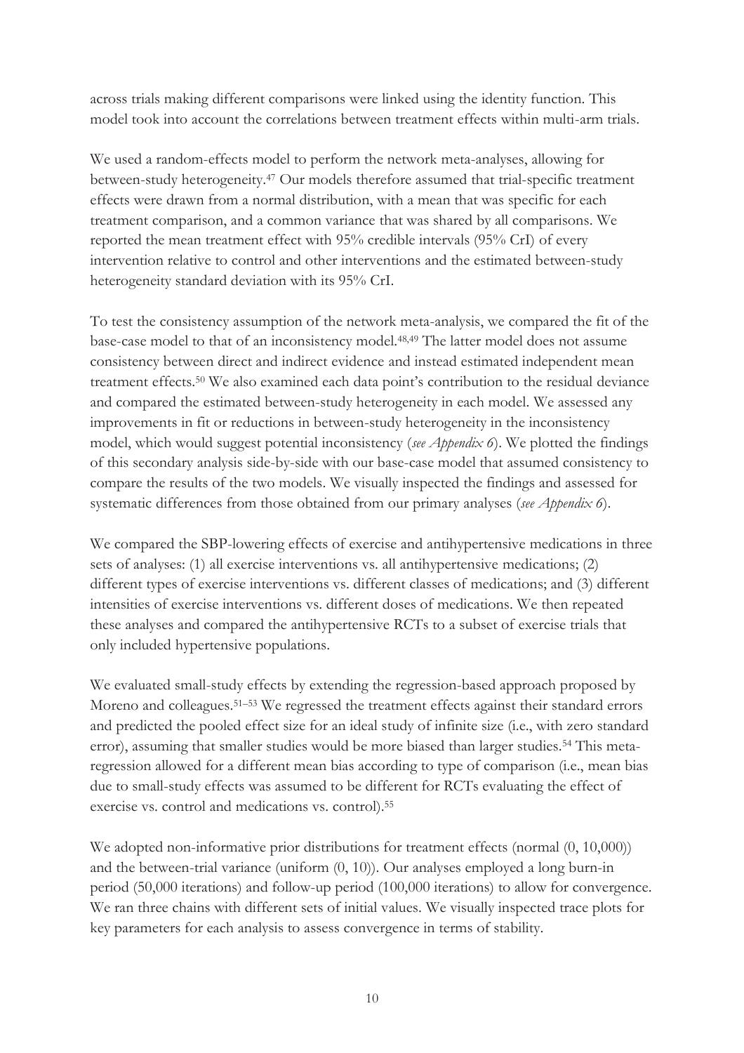across trials making different comparisons were linked using the identity function. This model took into account the correlations between treatment effects within multi-arm trials.

We used a random-effects model to perform the network meta-analyses, allowing for between-study heterogeneity.[47] Our models therefore assumed that trial-specific treatment effects were drawn from a normal distribution, with a mean that was specific for each treatment comparison, and a common variance that was shared by all comparisons. We reported the mean treatment effect with 95% credible intervals (95% CrI) of every intervention relative to control and other interventions and the estimated between-study heterogeneity standard deviation with its 95% CrI.

To test the consistency assumption of the network meta-analysis, we compared the fit of the base-case model to that of an inconsistency model.[48,49] The latter model does not assume consistency between direct and indirect evidence and instead estimated independent mean treatment effects.[50] We also examined each data point's contribution to the residual deviance and compared the estimated between-study heterogeneity in each model. We assessed any improvements in fit or reductions in between-study heterogeneity in the inconsistency model, which would suggest potential inconsistency (*see Appendix 6*). We plotted the findings of this secondary analysis side-by-side with our base-case model that assumed consistency to compare the results of the two models. We visually inspected the findings and assessed for systematic differences from those obtained from our primary analyses (*see Appendix 6*).

We compared the SBP-lowering effects of exercise and antihypertensive medications in three sets of analyses: (1) all exercise interventions vs. all antihypertensive medications; (2) different types of exercise interventions vs. different classes of medications; and (3) different intensities of exercise interventions vs. different doses of medications. We then repeated these analyses and compared the antihypertensive RCTs to a subset of exercise trials that only included hypertensive populations.

We evaluated small-study effects by extending the regression-based approach proposed by Moreno and colleagues.[51–53] We regressed the treatment effects against their standard errors and predicted the pooled effect size for an ideal study of infinite size (i.e., with zero standard error), assuming that smaller studies would be more biased than larger studies.[54] This meta-regression allowed for a different mean bias according to type of comparison (i.e., mean bias due to small-study effects was assumed to be different for RCTs evaluating the effect of exercise vs. control and medications vs. control).[55]

We adopted non-informative prior distributions for treatment effects (normal (0, 10,000)) and the between-trial variance (uniform (0, 10)). Our analyses employed a long burn-in period (50,000 iterations) and follow-up period (100,000 iterations) to allow for convergence. We ran three chains with different sets of initial values. We visually inspected trace plots for key parameters for each analysis to assess convergence in terms of stability.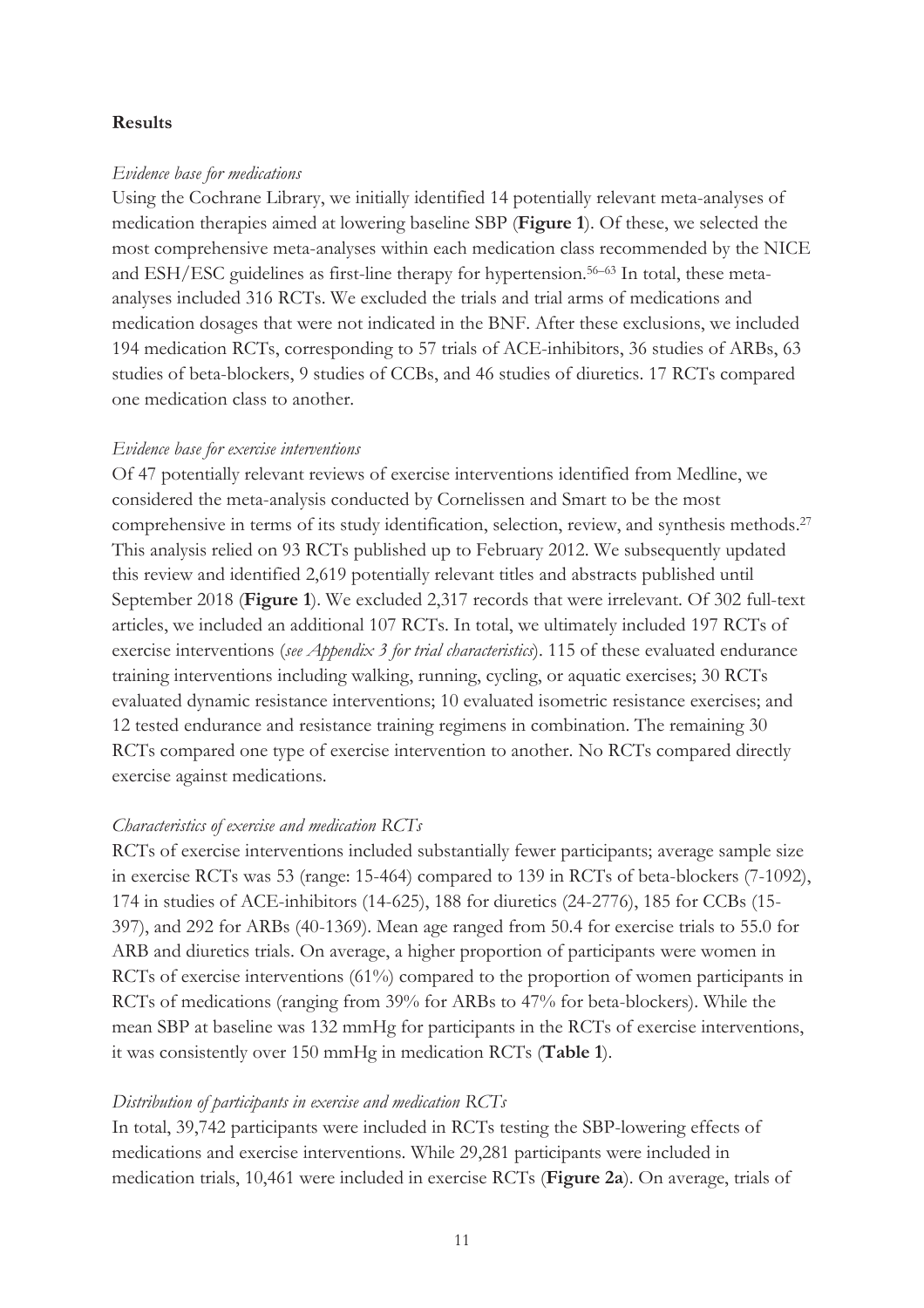## Results

*Evidence base for medications*

Using the Cochrane Library, we initially identified 14 potentially relevant meta-analyses of medication therapies aimed at lowering baseline SBP (**Figure 1**). Of these, we selected the most comprehensive meta-analyses within each medication class recommended by the NICE and ESH/ESC guidelines as first-line therapy for hypertension.[56–63] In total, these meta-analyses included 316 RCTs. We excluded the trials and trial arms of medications and medication dosages that were not indicated in the BNF. After these exclusions, we included 194 medication RCTs, corresponding to 57 trials of ACE-inhibitors, 36 studies of ARBs, 63 studies of beta-blockers, 9 studies of CCBs, and 46 studies of diuretics. 17 RCTs compared one medication class to another.

*Evidence base for exercise interventions*

Of 47 potentially relevant reviews of exercise interventions identified from Medline, we considered the meta-analysis conducted by Cornelissen and Smart to be the most comprehensive in terms of its study identification, selection, review, and synthesis methods.[27] This analysis relied on 93 RCTs published up to February 2012. We subsequently updated this review and identified 2,619 potentially relevant titles and abstracts published until September 2018 (**Figure 1**). We excluded 2,317 records that were irrelevant. Of 302 full-text articles, we included an additional 107 RCTs. In total, we ultimately included 197 RCTs of exercise interventions (*see Appendix 3 for trial characteristics*). 115 of these evaluated endurance training interventions including walking, running, cycling, or aquatic exercises; 30 RCTs evaluated dynamic resistance interventions; 10 evaluated isometric resistance exercises; and 12 tested endurance and resistance training regimens in combination. The remaining 30 RCTs compared one type of exercise intervention to another. No RCTs compared directly exercise against medications.

*Characteristics of exercise and medication RCTs*

RCTs of exercise interventions included substantially fewer participants; average sample size in exercise RCTs was 53 (range: 15-464) compared to 139 in RCTs of beta-blockers (7-1092), 174 in studies of ACE-inhibitors (14-625), 188 for diuretics (24-2776), 185 for CCBs (15-397), and 292 for ARBs (40-1369). Mean age ranged from 50.4 for exercise trials to 55.0 for ARB and diuretics trials. On average, a higher proportion of participants were women in RCTs of exercise interventions (61%) compared to the proportion of women participants in RCTs of medications (ranging from 39% for ARBs to 47% for beta-blockers). While the mean SBP at baseline was 132 mmHg for participants in the RCTs of exercise interventions, it was consistently over 150 mmHg in medication RCTs (**Table 1**).

*Distribution of participants in exercise and medication RCTs*

In total, 39,742 participants were included in RCTs testing the SBP-lowering effects of medications and exercise interventions. While 29,281 participants were included in medication trials, 10,461 were included in exercise RCTs (**Figure 2a**). On average, trials of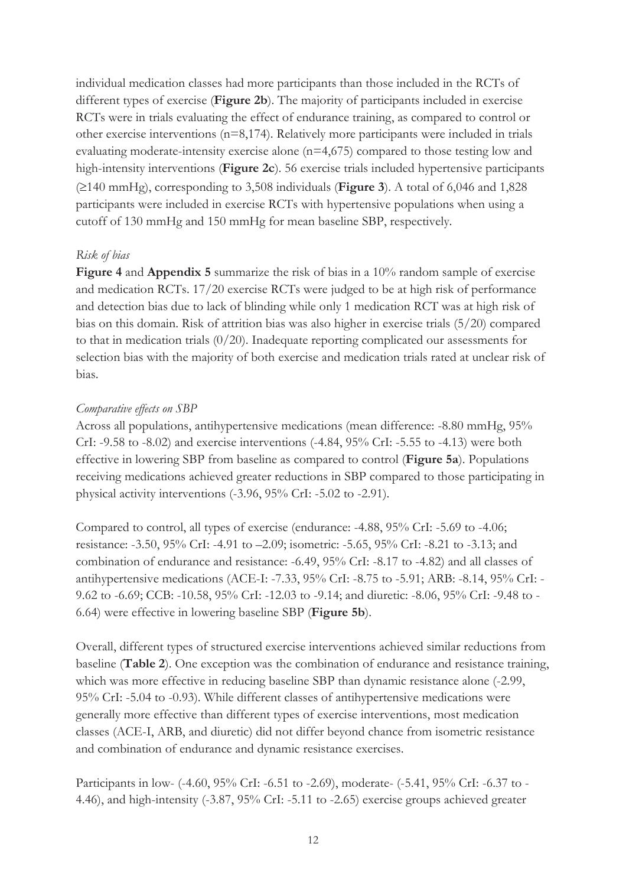individual medication classes had more participants than those included in the RCTs of different types of exercise (**Figure 2b**). The majority of participants included in exercise RCTs were in trials evaluating the effect of endurance training, as compared to control or other exercise interventions (n=8,174). Relatively more participants were included in trials evaluating moderate-intensity exercise alone (n=4,675) compared to those testing low and high-intensity interventions (**Figure 2c**). 56 exercise trials included hypertensive participants (≥140 mmHg), corresponding to 3,508 individuals (**Figure 3**). A total of 6,046 and 1,828 participants were included in exercise RCTs with hypertensive populations when using a cutoff of 130 mmHg and 150 mmHg for mean baseline SBP, respectively.

*Risk of bias*

**Figure 4** and **Appendix 5** summarize the risk of bias in a 10% random sample of exercise and medication RCTs. 17/20 exercise RCTs were judged to be at high risk of performance and detection bias due to lack of blinding while only 1 medication RCT was at high risk of bias on this domain. Risk of attrition bias was also higher in exercise trials (5/20) compared to that in medication trials (0/20). Inadequate reporting complicated our assessments for selection bias with the majority of both exercise and medication trials rated at unclear risk of bias.

*Comparative effects on SBP*

Across all populations, antihypertensive medications (mean difference: -8.80 mmHg, 95% CrI: -9.58 to -8.02) and exercise interventions (-4.84, 95% CrI: -5.55 to -4.13) were both effective in lowering SBP from baseline as compared to control (**Figure 5a**). Populations receiving medications achieved greater reductions in SBP compared to those participating in physical activity interventions (-3.96, 95% CrI: -5.02 to -2.91).

Compared to control, all types of exercise (endurance: -4.88, 95% CrI: -5.69 to -4.06; resistance: -3.50, 95% CrI: -4.91 to –2.09; isometric: -5.65, 95% CrI: -8.21 to -3.13; and combination of endurance and resistance: -6.49, 95% CrI: -8.17 to -4.82) and all classes of antihypertensive medications (ACE-I: -7.33, 95% CrI: -8.75 to -5.91; ARB: -8.14, 95% CrI: -9.62 to -6.69; CCB: -10.58, 95% CrI: -12.03 to -9.14; and diuretic: -8.06, 95% CrI: -9.48 to -6.64) were effective in lowering baseline SBP (**Figure 5b**).

Overall, different types of structured exercise interventions achieved similar reductions from baseline (**Table 2**). One exception was the combination of endurance and resistance training, which was more effective in reducing baseline SBP than dynamic resistance alone (-2.99, 95% CrI: -5.04 to -0.93). While different classes of antihypertensive medications were generally more effective than different types of exercise interventions, most medication classes (ACE-I, ARB, and diuretic) did not differ beyond chance from isometric resistance and combination of endurance and dynamic resistance exercises.

Participants in low- (-4.60, 95% CrI: -6.51 to -2.69), moderate- (-5.41, 95% CrI: -6.37 to -4.46), and high-intensity (-3.87, 95% CrI: -5.11 to -2.65) exercise groups achieved greater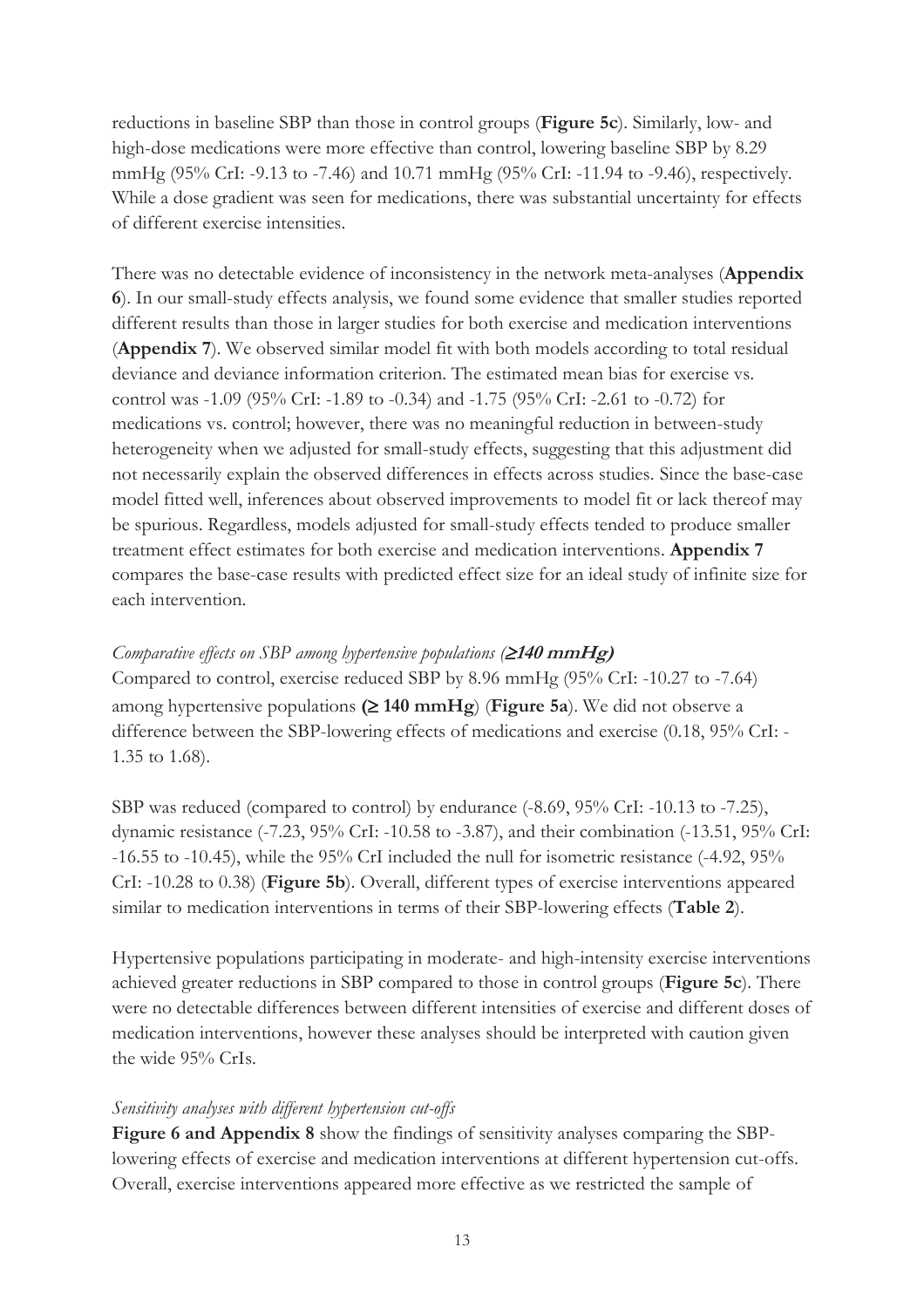reductions in baseline SBP than those in control groups (**Figure 5c**). Similarly, low- and high-dose medications were more effective than control, lowering baseline SBP by 8.29 mmHg (95% CrI: -9.13 to -7.46) and 10.71 mmHg (95% CrI: -11.94 to -9.46), respectively. While a dose gradient was seen for medications, there was substantial uncertainty for effects of different exercise intensities.

There was no detectable evidence of inconsistency in the network meta-analyses (**Appendix 6**). In our small-study effects analysis, we found some evidence that smaller studies reported different results than those in larger studies for both exercise and medication interventions (**Appendix 7**). We observed similar model fit with both models according to total residual deviance and deviance information criterion. The estimated mean bias for exercise vs. control was -1.09 (95% CrI: -1.89 to -0.34) and -1.75 (95% CrI: -2.61 to -0.72) for medications vs. control; however, there was no meaningful reduction in between-study heterogeneity when we adjusted for small-study effects, suggesting that this adjustment did not necessarily explain the observed differences in effects across studies. Since the base-case model fitted well, inferences about observed improvements to model fit or lack thereof may be spurious. Regardless, models adjusted for small-study effects tended to produce smaller treatment effect estimates for both exercise and medication interventions. **Appendix 7** compares the base-case results with predicted effect size for an ideal study of infinite size for each intervention.

*Comparative effects on SBP among hypertensive populations (**≥140 mmHg**)*

Compared to control, exercise reduced SBP by 8.96 mmHg (95% CrI: -10.27 to -7.64) among hypertensive populations **(≥ 140 mmHg**) (**Figure 5a**). We did not observe a difference between the SBP-lowering effects of medications and exercise (0.18, 95% CrI: -1.35 to 1.68).

SBP was reduced (compared to control) by endurance (-8.69, 95% CrI: -10.13 to -7.25), dynamic resistance (-7.23, 95% CrI: -10.58 to -3.87), and their combination (-13.51, 95% CrI: -16.55 to -10.45), while the 95% CrI included the null for isometric resistance (-4.92, 95% CrI: -10.28 to 0.38) (**Figure 5b**). Overall, different types of exercise interventions appeared similar to medication interventions in terms of their SBP-lowering effects (**Table 2**).

Hypertensive populations participating in moderate- and high-intensity exercise interventions achieved greater reductions in SBP compared to those in control groups (**Figure 5c**). There were no detectable differences between different intensities of exercise and different doses of medication interventions, however these analyses should be interpreted with caution given the wide 95% CrIs.

*Sensitivity analyses with different hypertension cut-offs*

**Figure 6 and Appendix 8** show the findings of sensitivity analyses comparing the SBP-lowering effects of exercise and medication interventions at different hypertension cut-offs. Overall, exercise interventions appeared more effective as we restricted the sample of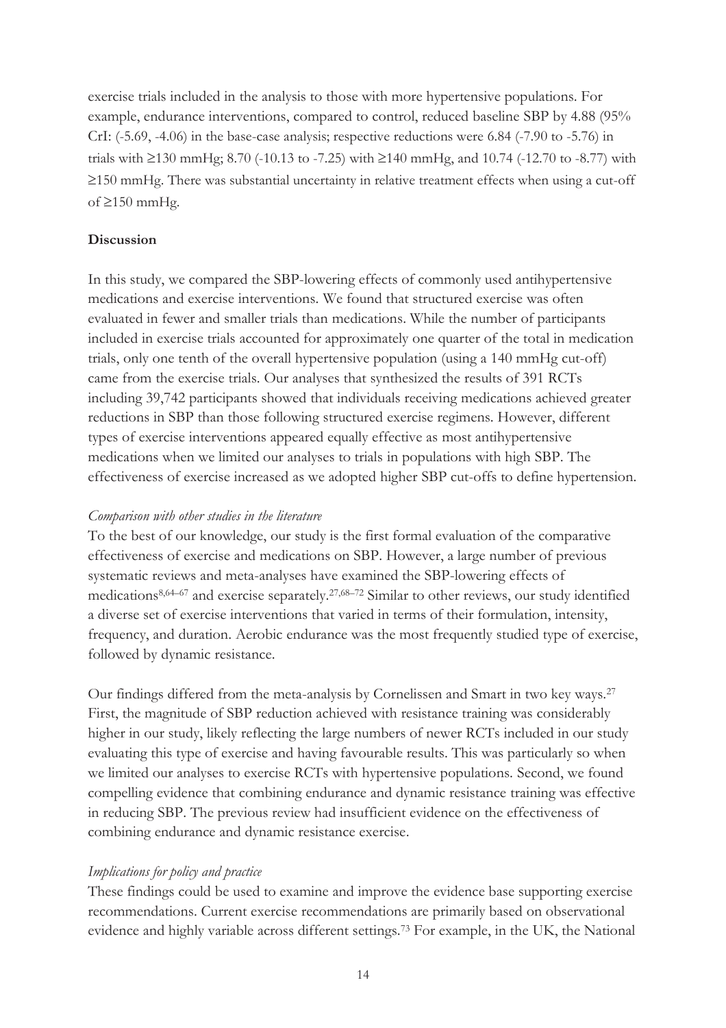exercise trials included in the analysis to those with more hypertensive populations. For example, endurance interventions, compared to control, reduced baseline SBP by 4.88 (95% CrI: (-5.69, -4.06) in the base-case analysis; respective reductions were 6.84 (-7.90 to -5.76) in trials with ≥130 mmHg; 8.70 (-10.13 to -7.25) with ≥140 mmHg, and 10.74 (-12.70 to -8.77) with ≥150 mmHg. There was substantial uncertainty in relative treatment effects when using a cut-off of ≥150 mmHg.

## Discussion

In this study, we compared the SBP-lowering effects of commonly used antihypertensive medications and exercise interventions. We found that structured exercise was often evaluated in fewer and smaller trials than medications. While the number of participants included in exercise trials accounted for approximately one quarter of the total in medication trials, only one tenth of the overall hypertensive population (using a 140 mmHg cut-off) came from the exercise trials. Our analyses that synthesized the results of 391 RCTs including 39,742 participants showed that individuals receiving medications achieved greater reductions in SBP than those following structured exercise regimens. However, different types of exercise interventions appeared equally effective as most antihypertensive medications when we limited our analyses to trials in populations with high SBP. The effectiveness of exercise increased as we adopted higher SBP cut-offs to define hypertension.

### *Comparison with other studies in the literature*

To the best of our knowledge, our study is the first formal evaluation of the comparative effectiveness of exercise and medications on SBP. However, a large number of previous systematic reviews and meta-analyses have examined the SBP-lowering effects of medications[8,64–67] and exercise separately.[27,68–72] Similar to other reviews, our study identified a diverse set of exercise interventions that varied in terms of their formulation, intensity, frequency, and duration. Aerobic endurance was the most frequently studied type of exercise, followed by dynamic resistance.

Our findings differed from the meta-analysis by Cornelissen and Smart in two key ways.[27] First, the magnitude of SBP reduction achieved with resistance training was considerably higher in our study, likely reflecting the large numbers of newer RCTs included in our study evaluating this type of exercise and having favourable results. This was particularly so when we limited our analyses to exercise RCTs with hypertensive populations. Second, we found compelling evidence that combining endurance and dynamic resistance training was effective in reducing SBP. The previous review had insufficient evidence on the effectiveness of combining endurance and dynamic resistance exercise.

### *Implications for policy and practice*

These findings could be used to examine and improve the evidence base supporting exercise recommendations. Current exercise recommendations are primarily based on observational evidence and highly variable across different settings.[73] For example, in the UK, the National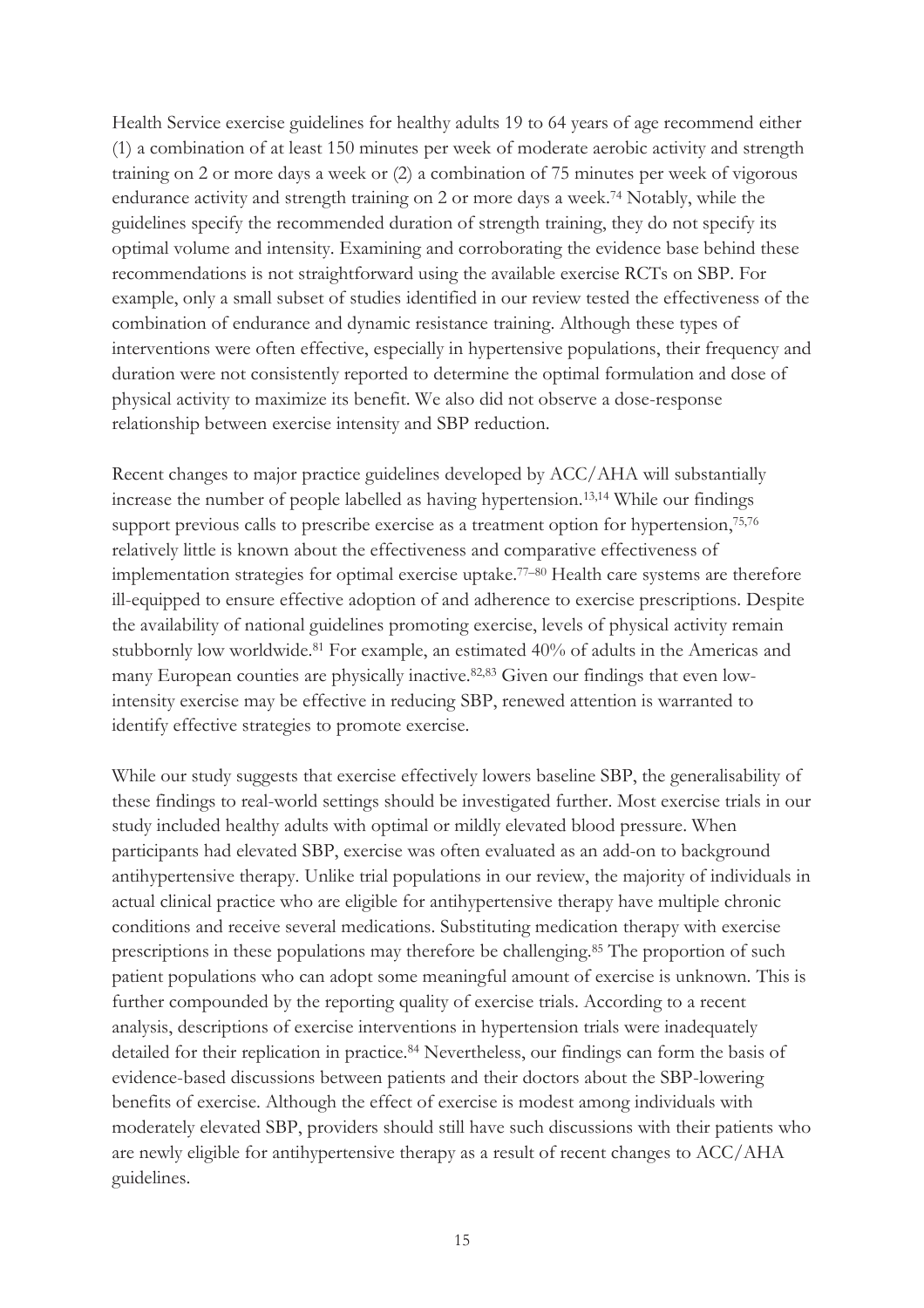Health Service exercise guidelines for healthy adults 19 to 64 years of age recommend either (1) a combination of at least 150 minutes per week of moderate aerobic activity and strength training on 2 or more days a week or (2) a combination of 75 minutes per week of vigorous endurance activity and strength training on 2 or more days a week.[74] Notably, while the guidelines specify the recommended duration of strength training, they do not specify its optimal volume and intensity. Examining and corroborating the evidence base behind these recommendations is not straightforward using the available exercise RCTs on SBP. For example, only a small subset of studies identified in our review tested the effectiveness of the combination of endurance and dynamic resistance training. Although these types of interventions were often effective, especially in hypertensive populations, their frequency and duration were not consistently reported to determine the optimal formulation and dose of physical activity to maximize its benefit. We also did not observe a dose-response relationship between exercise intensity and SBP reduction.

Recent changes to major practice guidelines developed by ACC/AHA will substantially increase the number of people labelled as having hypertension.[13,14] While our findings support previous calls to prescribe exercise as a treatment option for hypertension,[75,76] relatively little is known about the effectiveness and comparative effectiveness of implementation strategies for optimal exercise uptake.[77–80] Health care systems are therefore ill-equipped to ensure effective adoption of and adherence to exercise prescriptions. Despite the availability of national guidelines promoting exercise, levels of physical activity remain stubbornly low worldwide.[81] For example, an estimated 40% of adults in the Americas and many European counties are physically inactive.[82,83] Given our findings that even low-intensity exercise may be effective in reducing SBP, renewed attention is warranted to identify effective strategies to promote exercise.

While our study suggests that exercise effectively lowers baseline SBP, the generalisability of these findings to real-world settings should be investigated further. Most exercise trials in our study included healthy adults with optimal or mildly elevated blood pressure. When participants had elevated SBP, exercise was often evaluated as an add-on to background antihypertensive therapy. Unlike trial populations in our review, the majority of individuals in actual clinical practice who are eligible for antihypertensive therapy have multiple chronic conditions and receive several medications. Substituting medication therapy with exercise prescriptions in these populations may therefore be challenging.[85] The proportion of such patient populations who can adopt some meaningful amount of exercise is unknown. This is further compounded by the reporting quality of exercise trials. According to a recent analysis, descriptions of exercise interventions in hypertension trials were inadequately detailed for their replication in practice.[84] Nevertheless, our findings can form the basis of evidence-based discussions between patients and their doctors about the SBP-lowering benefits of exercise. Although the effect of exercise is modest among individuals with moderately elevated SBP, providers should still have such discussions with their patients who are newly eligible for antihypertensive therapy as a result of recent changes to ACC/AHA guidelines.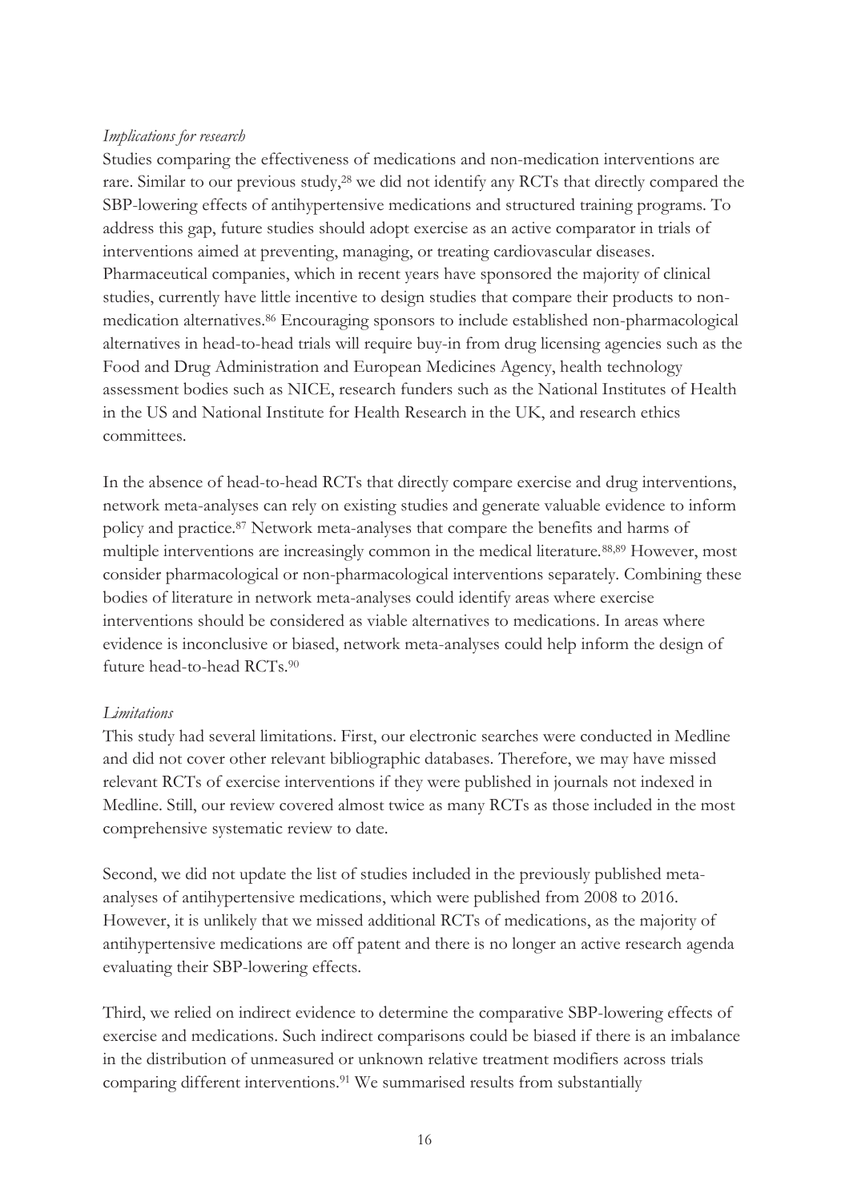*Implications for research*

Studies comparing the effectiveness of medications and non-medication interventions are rare. Similar to our previous study,[28] we did not identify any RCTs that directly compared the SBP-lowering effects of antihypertensive medications and structured training programs. To address this gap, future studies should adopt exercise as an active comparator in trials of interventions aimed at preventing, managing, or treating cardiovascular diseases. Pharmaceutical companies, which in recent years have sponsored the majority of clinical studies, currently have little incentive to design studies that compare their products to non-medication alternatives.[86] Encouraging sponsors to include established non-pharmacological alternatives in head-to-head trials will require buy-in from drug licensing agencies such as the Food and Drug Administration and European Medicines Agency, health technology assessment bodies such as NICE, research funders such as the National Institutes of Health in the US and National Institute for Health Research in the UK, and research ethics committees.

In the absence of head-to-head RCTs that directly compare exercise and drug interventions, network meta-analyses can rely on existing studies and generate valuable evidence to inform policy and practice.[87] Network meta-analyses that compare the benefits and harms of multiple interventions are increasingly common in the medical literature.[88,89] However, most consider pharmacological or non-pharmacological interventions separately. Combining these bodies of literature in network meta-analyses could identify areas where exercise interventions should be considered as viable alternatives to medications. In areas where evidence is inconclusive or biased, network meta-analyses could help inform the design of future head-to-head RCTs.[90]

*Limitations*

This study had several limitations. First, our electronic searches were conducted in Medline and did not cover other relevant bibliographic databases. Therefore, we may have missed relevant RCTs of exercise interventions if they were published in journals not indexed in Medline. Still, our review covered almost twice as many RCTs as those included in the most comprehensive systematic review to date.

Second, we did not update the list of studies included in the previously published meta-analyses of antihypertensive medications, which were published from 2008 to 2016. However, it is unlikely that we missed additional RCTs of medications, as the majority of antihypertensive medications are off patent and there is no longer an active research agenda evaluating their SBP-lowering effects.

Third, we relied on indirect evidence to determine the comparative SBP-lowering effects of exercise and medications. Such indirect comparisons could be biased if there is an imbalance in the distribution of unmeasured or unknown relative treatment modifiers across trials comparing different interventions.[91] We summarised results from substantially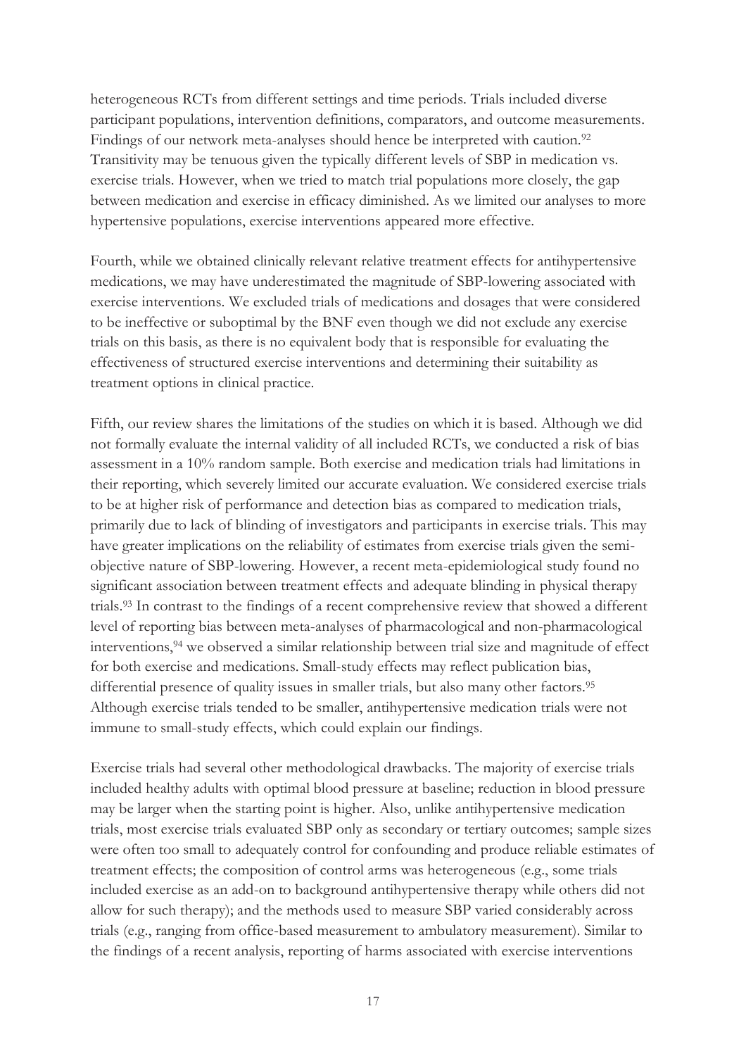heterogeneous RCTs from different settings and time periods. Trials included diverse participant populations, intervention definitions, comparators, and outcome measurements. Findings of our network meta-analyses should hence be interpreted with caution.[92] Transitivity may be tenuous given the typically different levels of SBP in medication vs. exercise trials. However, when we tried to match trial populations more closely, the gap between medication and exercise in efficacy diminished. As we limited our analyses to more hypertensive populations, exercise interventions appeared more effective.

Fourth, while we obtained clinically relevant relative treatment effects for antihypertensive medications, we may have underestimated the magnitude of SBP-lowering associated with exercise interventions. We excluded trials of medications and dosages that were considered to be ineffective or suboptimal by the BNF even though we did not exclude any exercise trials on this basis, as there is no equivalent body that is responsible for evaluating the effectiveness of structured exercise interventions and determining their suitability as treatment options in clinical practice.

Fifth, our review shares the limitations of the studies on which it is based. Although we did not formally evaluate the internal validity of all included RCTs, we conducted a risk of bias assessment in a 10% random sample. Both exercise and medication trials had limitations in their reporting, which severely limited our accurate evaluation. We considered exercise trials to be at higher risk of performance and detection bias as compared to medication trials, primarily due to lack of blinding of investigators and participants in exercise trials. This may have greater implications on the reliability of estimates from exercise trials given the semi-objective nature of SBP-lowering. However, a recent meta-epidemiological study found no significant association between treatment effects and adequate blinding in physical therapy trials.[93] In contrast to the findings of a recent comprehensive review that showed a different level of reporting bias between meta-analyses of pharmacological and non-pharmacological interventions,[94] we observed a similar relationship between trial size and magnitude of effect for both exercise and medications. Small-study effects may reflect publication bias, differential presence of quality issues in smaller trials, but also many other factors.[95] Although exercise trials tended to be smaller, antihypertensive medication trials were not immune to small-study effects, which could explain our findings.

Exercise trials had several other methodological drawbacks. The majority of exercise trials included healthy adults with optimal blood pressure at baseline; reduction in blood pressure may be larger when the starting point is higher. Also, unlike antihypertensive medication trials, most exercise trials evaluated SBP only as secondary or tertiary outcomes; sample sizes were often too small to adequately control for confounding and produce reliable estimates of treatment effects; the composition of control arms was heterogeneous (e.g., some trials included exercise as an add-on to background antihypertensive therapy while others did not allow for such therapy); and the methods used to measure SBP varied considerably across trials (e.g., ranging from office-based measurement to ambulatory measurement). Similar to the findings of a recent analysis, reporting of harms associated with exercise interventions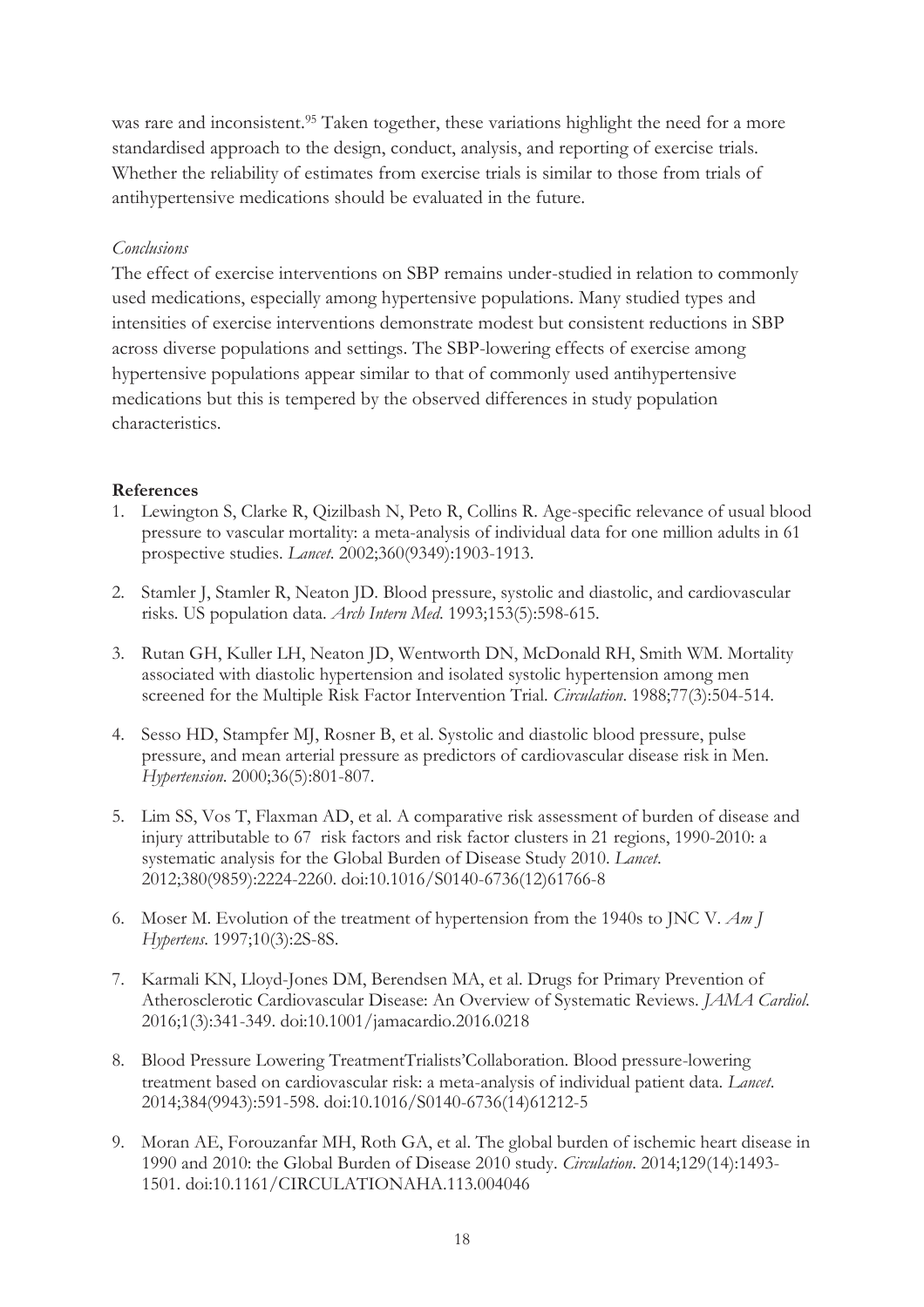was rare and inconsistent.[95] Taken together, these variations highlight the need for a more standardised approach to the design, conduct, analysis, and reporting of exercise trials. Whether the reliability of estimates from exercise trials is similar to those from trials of antihypertensive medications should be evaluated in the future.

*Conclusions*

The effect of exercise interventions on SBP remains under-studied in relation to commonly used medications, especially among hypertensive populations. Many studied types and intensities of exercise interventions demonstrate modest but consistent reductions in SBP across diverse populations and settings. The SBP-lowering effects of exercise among hypertensive populations appear similar to that of commonly used antihypertensive medications but this is tempered by the observed differences in study population characteristics.

**References**

1. Lewington S, Clarke R, Qizilbash N, Peto R, Collins R. Age-specific relevance of usual blood pressure to vascular mortality: a meta-analysis of individual data for one million adults in 61 prospective studies. *Lancet*. 2002;360(9349):1903-1913.

2. Stamler J, Stamler R, Neaton JD. Blood pressure, systolic and diastolic, and cardiovascular risks. US population data. *Arch Intern Med*. 1993;153(5):598-615.

3. Rutan GH, Kuller LH, Neaton JD, Wentworth DN, McDonald RH, Smith WM. Mortality associated with diastolic hypertension and isolated systolic hypertension among men screened for the Multiple Risk Factor Intervention Trial. *Circulation*. 1988;77(3):504-514.

4. Sesso HD, Stampfer MJ, Rosner B, et al. Systolic and diastolic blood pressure, pulse pressure, and mean arterial pressure as predictors of cardiovascular disease risk in Men. *Hypertension*. 2000;36(5):801-807.

5. Lim SS, Vos T, Flaxman AD, et al. A comparative risk assessment of burden of disease and injury attributable to 67 risk factors and risk factor clusters in 21 regions, 1990-2010: a systematic analysis for the Global Burden of Disease Study 2010. *Lancet*. 2012;380(9859):2224-2260. doi:10.1016/S0140-6736(12)61766-8

6. Moser M. Evolution of the treatment of hypertension from the 1940s to JNC V. *Am J Hypertens*. 1997;10(3):2S-8S.

7. Karmali KN, Lloyd-Jones DM, Berendsen MA, et al. Drugs for Primary Prevention of Atherosclerotic Cardiovascular Disease: An Overview of Systematic Reviews. *JAMA Cardiol*. 2016;1(3):341-349. doi:10.1001/jamacardio.2016.0218

8. Blood Pressure Lowering TreatmentTrialists'Collaboration. Blood pressure-lowering treatment based on cardiovascular risk: a meta-analysis of individual patient data. *Lancet*. 2014;384(9943):591-598. doi:10.1016/S0140-6736(14)61212-5

9. Moran AE, Forouzanfar MH, Roth GA, et al. The global burden of ischemic heart disease in 1990 and 2010: the Global Burden of Disease 2010 study. *Circulation*. 2014;129(14):1493-1501. doi:10.1161/CIRCULATIONAHA.113.004046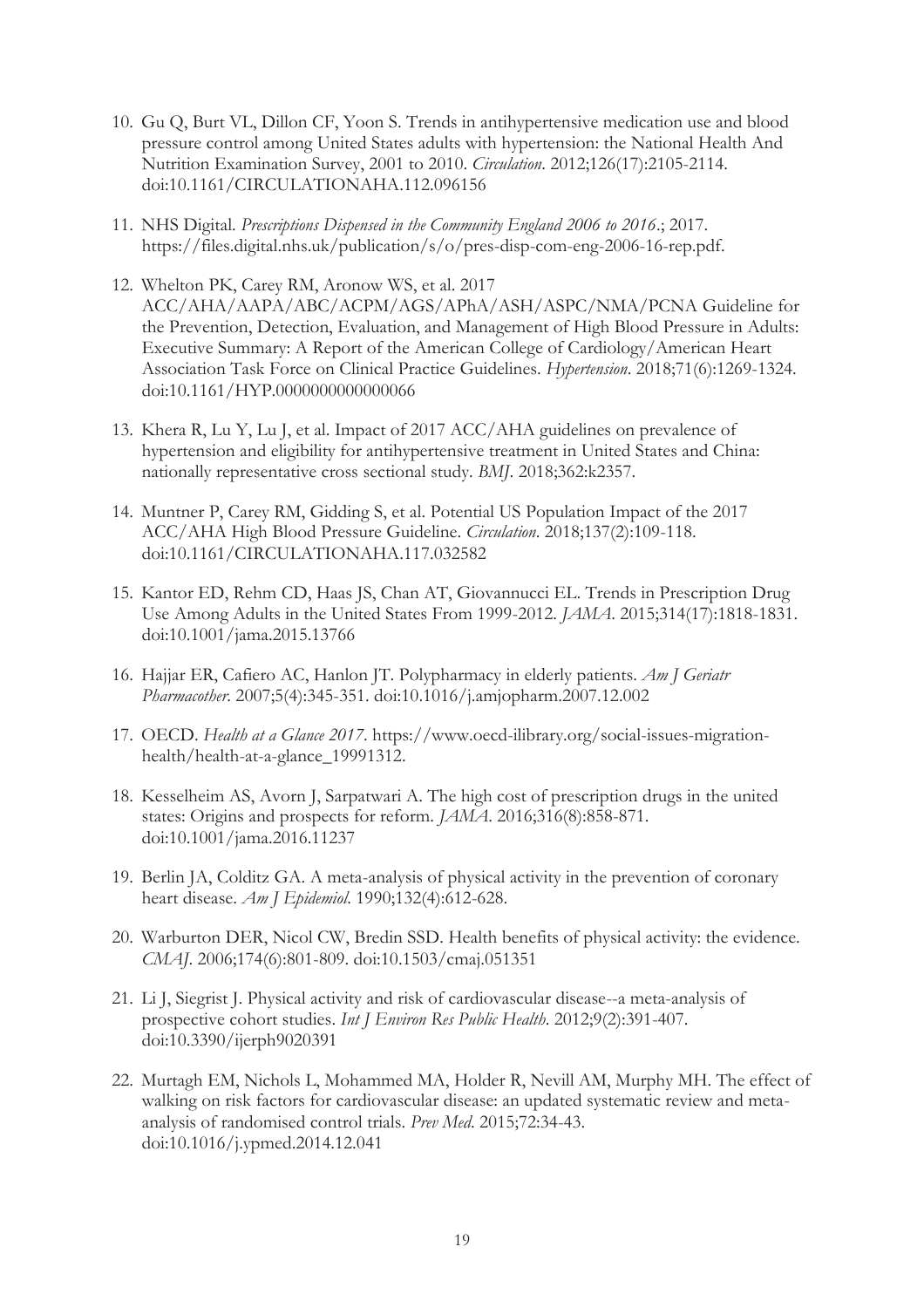10. Gu Q, Burt VL, Dillon CF, Yoon S. Trends in antihypertensive medication use and blood pressure control among United States adults with hypertension: the National Health And Nutrition Examination Survey, 2001 to 2010. *Circulation*. 2012;126(17):2105-2114. doi:10.1161/CIRCULATIONAHA.112.096156

11. NHS Digital. *Prescriptions Dispensed in the Community England 2006 to 2016*.; 2017. https://files.digital.nhs.uk/publication/s/o/pres-disp-com-eng-2006-16-rep.pdf.

12. Whelton PK, Carey RM, Aronow WS, et al. 2017 ACC/AHA/AAPA/ABC/ACPM/AGS/APhA/ASH/ASPC/NMA/PCNA Guideline for the Prevention, Detection, Evaluation, and Management of High Blood Pressure in Adults: Executive Summary: A Report of the American College of Cardiology/American Heart Association Task Force on Clinical Practice Guidelines. *Hypertension*. 2018;71(6):1269-1324. doi:10.1161/HYP.0000000000000066

13. Khera R, Lu Y, Lu J, et al. Impact of 2017 ACC/AHA guidelines on prevalence of hypertension and eligibility for antihypertensive treatment in United States and China: nationally representative cross sectional study. *BMJ*. 2018;362:k2357.

14. Muntner P, Carey RM, Gidding S, et al. Potential US Population Impact of the 2017 ACC/AHA High Blood Pressure Guideline. *Circulation*. 2018;137(2):109-118. doi:10.1161/CIRCULATIONAHA.117.032582

15. Kantor ED, Rehm CD, Haas JS, Chan AT, Giovannucci EL. Trends in Prescription Drug Use Among Adults in the United States From 1999-2012. *JAMA*. 2015;314(17):1818-1831. doi:10.1001/jama.2015.13766

16. Hajjar ER, Cafiero AC, Hanlon JT. Polypharmacy in elderly patients. *Am J Geriatr Pharmacother*. 2007;5(4):345-351. doi:10.1016/j.amjopharm.2007.12.002

17. OECD. *Health at a Glance 2017*. https://www.oecd-ilibrary.org/social-issues-migration-health/health-at-a-glance_19991312.

18. Kesselheim AS, Avorn J, Sarpatwari A. The high cost of prescription drugs in the united states: Origins and prospects for reform. *JAMA*. 2016;316(8):858-871. doi:10.1001/jama.2016.11237

19. Berlin JA, Colditz GA. A meta-analysis of physical activity in the prevention of coronary heart disease. *Am J Epidemiol*. 1990;132(4):612-628.

20. Warburton DER, Nicol CW, Bredin SSD. Health benefits of physical activity: the evidence. *CMAJ*. 2006;174(6):801-809. doi:10.1503/cmaj.051351

21. Li J, Siegrist J. Physical activity and risk of cardiovascular disease--a meta-analysis of prospective cohort studies. *Int J Environ Res Public Health*. 2012;9(2):391-407. doi:10.3390/ijerph9020391

22. Murtagh EM, Nichols L, Mohammed MA, Holder R, Nevill AM, Murphy MH. The effect of walking on risk factors for cardiovascular disease: an updated systematic review and meta-analysis of randomised control trials. *Prev Med*. 2015;72:34-43. doi:10.1016/j.ypmed.2014.12.041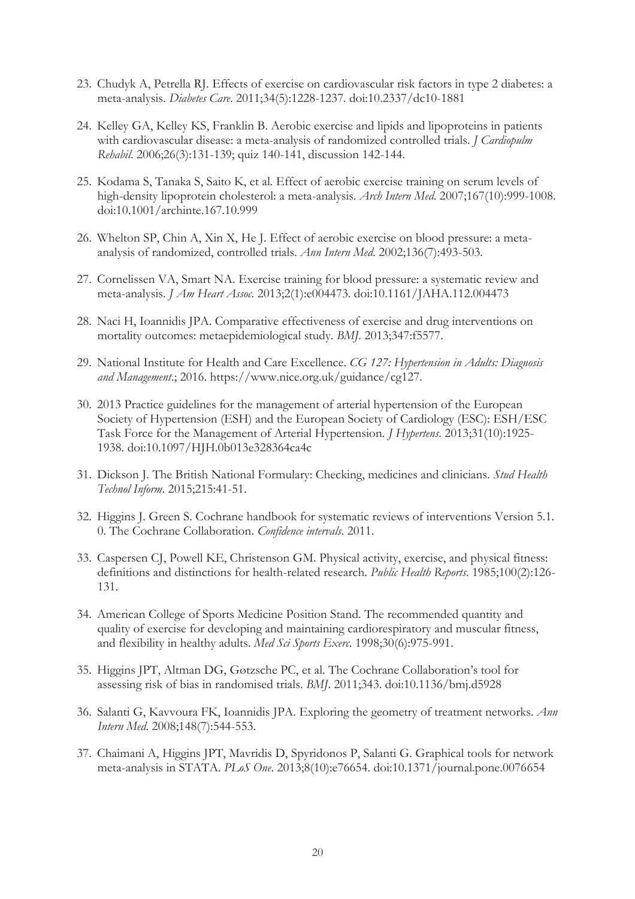23. Chudyk A, Petrella RJ. Effects of exercise on cardiovascular risk factors in type 2 diabetes: a meta-analysis. *Diabetes Care*. 2011;34(5):1228-1237. doi:10.2337/dc10-1881

24. Kelley GA, Kelley KS, Franklin B. Aerobic exercise and lipids and lipoproteins in patients with cardiovascular disease: a meta-analysis of randomized controlled trials. *J Cardiopulm Rehabil*. 2006;26(3):131-139; quiz 140-141, discussion 142-144.

25. Kodama S, Tanaka S, Saito K, et al. Effect of aerobic exercise training on serum levels of high-density lipoprotein cholesterol: a meta-analysis. *Arch Intern Med*. 2007;167(10):999-1008. doi:10.1001/archinte.167.10.999

26. Whelton SP, Chin A, Xin X, He J. Effect of aerobic exercise on blood pressure: a meta-analysis of randomized, controlled trials. *Ann Intern Med*. 2002;136(7):493-503.

27. Cornelissen VA, Smart NA. Exercise training for blood pressure: a systematic review and meta-analysis. *J Am Heart Assoc*. 2013;2(1):e004473. doi:10.1161/JAHA.112.004473

28. Naci H, Ioannidis JPA. Comparative effectiveness of exercise and drug interventions on mortality outcomes: metaepidemiological study. *BMJ*. 2013;347:f5577.

29. National Institute for Health and Care Excellence. *CG 127: Hypertension in Adults: Diagnosis and Management*.; 2016. https://www.nice.org.uk/guidance/cg127.

30. 2013 Practice guidelines for the management of arterial hypertension of the European Society of Hypertension (ESH) and the European Society of Cardiology (ESC): ESH/ESC Task Force for the Management of Arterial Hypertension. *J Hypertens*. 2013;31(10):1925-1938. doi:10.1097/HJH.0b013e328364ca4c

31. Dickson J. The British National Formulary: Checking, medicines and clinicians. *Stud Health Technol Inform*. 2015;215:41-51.

32. Higgins J. Green S. Cochrane handbook for systematic reviews of interventions Version 5.1. 0. The Cochrane Collaboration. *Confidence intervals*. 2011.

33. Caspersen CJ, Powell KE, Christenson GM. Physical activity, exercise, and physical fitness: definitions and distinctions for health-related research. *Public Health Reports*. 1985;100(2):126-131.

34. American College of Sports Medicine Position Stand. The recommended quantity and quality of exercise for developing and maintaining cardiorespiratory and muscular fitness, and flexibility in healthy adults. *Med Sci Sports Exerc*. 1998;30(6):975-991.

35. Higgins JPT, Altman DG, Gøtzsche PC, et al. The Cochrane Collaboration's tool for assessing risk of bias in randomised trials. *BMJ*. 2011;343. doi:10.1136/bmj.d5928

36. Salanti G, Kavvoura FK, Ioannidis JPA. Exploring the geometry of treatment networks. *Ann Intern Med*. 2008;148(7):544-553.

37. Chaimani A, Higgins JPT, Mavridis D, Spyridonos P, Salanti G. Graphical tools for network meta-analysis in STATA. *PLoS One*. 2013;8(10):e76654. doi:10.1371/journal.pone.0076654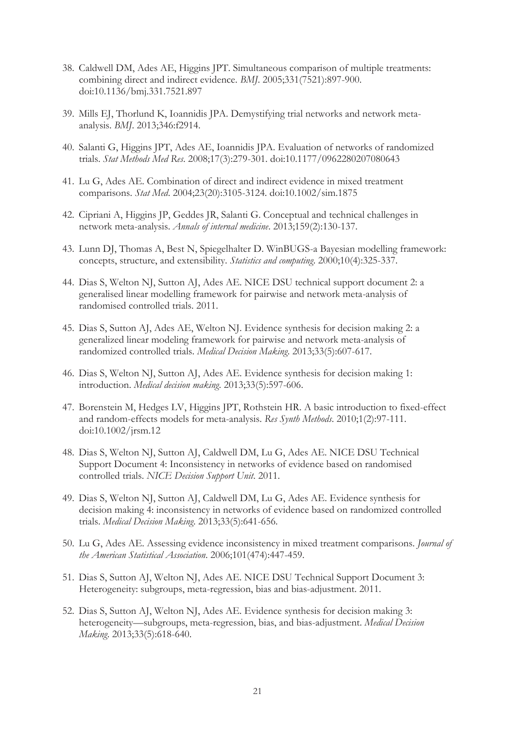38. Caldwell DM, Ades AE, Higgins JPT. Simultaneous comparison of multiple treatments: combining direct and indirect evidence. *BMJ*. 2005;331(7521):897-900. doi:10.1136/bmj.331.7521.897

39. Mills EJ, Thorlund K, Ioannidis JPA. Demystifying trial networks and network meta-analysis. *BMJ*. 2013;346:f2914.

40. Salanti G, Higgins JPT, Ades AE, Ioannidis JPA. Evaluation of networks of randomized trials. *Stat Methods Med Res*. 2008;17(3):279-301. doi:10.1177/0962280207080643

41. Lu G, Ades AE. Combination of direct and indirect evidence in mixed treatment comparisons. *Stat Med*. 2004;23(20):3105-3124. doi:10.1002/sim.1875

42. Cipriani A, Higgins JP, Geddes JR, Salanti G. Conceptual and technical challenges in network meta-analysis. *Annals of internal medicine*. 2013;159(2):130-137.

43. Lunn DJ, Thomas A, Best N, Spiegelhalter D. WinBUGS-a Bayesian modelling framework: concepts, structure, and extensibility. *Statistics and computing*. 2000;10(4):325-337.

44. Dias S, Welton NJ, Sutton AJ, Ades AE. NICE DSU technical support document 2: a generalised linear modelling framework for pairwise and network meta-analysis of randomised controlled trials. 2011.

45. Dias S, Sutton AJ, Ades AE, Welton NJ. Evidence synthesis for decision making 2: a generalized linear modeling framework for pairwise and network meta-analysis of randomized controlled trials. *Medical Decision Making*. 2013;33(5):607-617.

46. Dias S, Welton NJ, Sutton AJ, Ades AE. Evidence synthesis for decision making 1: introduction. *Medical decision making*. 2013;33(5):597-606.

47. Borenstein M, Hedges LV, Higgins JPT, Rothstein HR. A basic introduction to fixed-effect and random-effects models for meta-analysis. *Res Synth Methods*. 2010;1(2):97-111. doi:10.1002/jrsm.12

48. Dias S, Welton NJ, Sutton AJ, Caldwell DM, Lu G, Ades AE. NICE DSU Technical Support Document 4: Inconsistency in networks of evidence based on randomised controlled trials. *NICE Decision Support Unit*. 2011.

49. Dias S, Welton NJ, Sutton AJ, Caldwell DM, Lu G, Ades AE. Evidence synthesis for decision making 4: inconsistency in networks of evidence based on randomized controlled trials. *Medical Decision Making*. 2013;33(5):641-656.

50. Lu G, Ades AE. Assessing evidence inconsistency in mixed treatment comparisons. *Journal of the American Statistical Association*. 2006;101(474):447-459.

51. Dias S, Sutton AJ, Welton NJ, Ades AE. NICE DSU Technical Support Document 3: Heterogeneity: subgroups, meta-regression, bias and bias-adjustment. 2011.

52. Dias S, Sutton AJ, Welton NJ, Ades AE. Evidence synthesis for decision making 3: heterogeneity—subgroups, meta-regression, bias, and bias-adjustment. *Medical Decision Making*. 2013;33(5):618-640.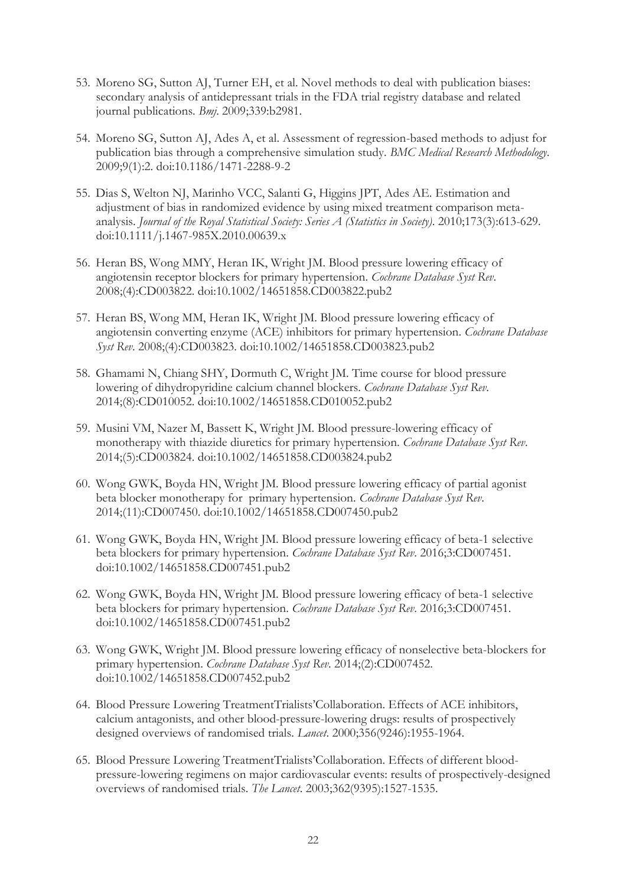53. Moreno SG, Sutton AJ, Turner EH, et al. Novel methods to deal with publication biases: secondary analysis of antidepressant trials in the FDA trial registry database and related journal publications. *Bmj*. 2009;339:b2981.

54. Moreno SG, Sutton AJ, Ades A, et al. Assessment of regression-based methods to adjust for publication bias through a comprehensive simulation study. *BMC Medical Research Methodology*. 2009;9(1):2. doi:10.1186/1471-2288-9-2

55. Dias S, Welton NJ, Marinho VCC, Salanti G, Higgins JPT, Ades AE. Estimation and adjustment of bias in randomized evidence by using mixed treatment comparison meta-analysis. *Journal of the Royal Statistical Society: Series A (Statistics in Society)*. 2010;173(3):613-629. doi:10.1111/j.1467-985X.2010.00639.x

56. Heran BS, Wong MMY, Heran IK, Wright JM. Blood pressure lowering efficacy of angiotensin receptor blockers for primary hypertension. *Cochrane Database Syst Rev*. 2008;(4):CD003822. doi:10.1002/14651858.CD003822.pub2

57. Heran BS, Wong MM, Heran IK, Wright JM. Blood pressure lowering efficacy of angiotensin converting enzyme (ACE) inhibitors for primary hypertension. *Cochrane Database Syst Rev*. 2008;(4):CD003823. doi:10.1002/14651858.CD003823.pub2

58. Ghamami N, Chiang SHY, Dormuth C, Wright JM. Time course for blood pressure lowering of dihydropyridine calcium channel blockers. *Cochrane Database Syst Rev*. 2014;(8):CD010052. doi:10.1002/14651858.CD010052.pub2

59. Musini VM, Nazer M, Bassett K, Wright JM. Blood pressure-lowering efficacy of monotherapy with thiazide diuretics for primary hypertension. *Cochrane Database Syst Rev*. 2014;(5):CD003824. doi:10.1002/14651858.CD003824.pub2

60. Wong GWK, Boyda HN, Wright JM. Blood pressure lowering efficacy of partial agonist beta blocker monotherapy for primary hypertension. *Cochrane Database Syst Rev*. 2014;(11):CD007450. doi:10.1002/14651858.CD007450.pub2

61. Wong GWK, Boyda HN, Wright JM. Blood pressure lowering efficacy of beta-1 selective beta blockers for primary hypertension. *Cochrane Database Syst Rev*. 2016;3:CD007451. doi:10.1002/14651858.CD007451.pub2

62. Wong GWK, Boyda HN, Wright JM. Blood pressure lowering efficacy of beta-1 selective beta blockers for primary hypertension. *Cochrane Database Syst Rev*. 2016;3:CD007451. doi:10.1002/14651858.CD007451.pub2

63. Wong GWK, Wright JM. Blood pressure lowering efficacy of nonselective beta-blockers for primary hypertension. *Cochrane Database Syst Rev*. 2014;(2):CD007452. doi:10.1002/14651858.CD007452.pub2

64. Blood Pressure Lowering TreatmentTrialists'Collaboration. Effects of ACE inhibitors, calcium antagonists, and other blood-pressure-lowering drugs: results of prospectively designed overviews of randomised trials. *Lancet*. 2000;356(9246):1955-1964.

65. Blood Pressure Lowering TreatmentTrialists'Collaboration. Effects of different blood-pressure-lowering regimens on major cardiovascular events: results of prospectively-designed overviews of randomised trials. *The Lancet*. 2003;362(9395):1527-1535.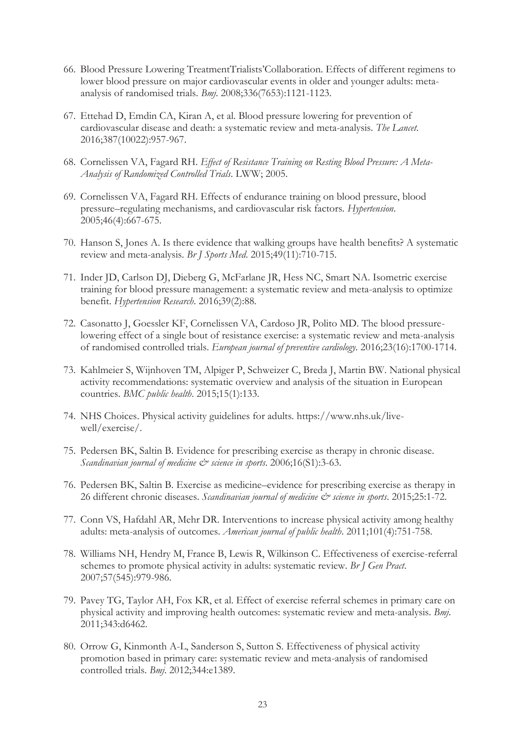66. Blood Pressure Lowering TreatmentTrialists'Collaboration. Effects of different regimens to lower blood pressure on major cardiovascular events in older and younger adults: meta-analysis of randomised trials. *Bmj*. 2008;336(7653):1121-1123.

67. Ettehad D, Emdin CA, Kiran A, et al. Blood pressure lowering for prevention of cardiovascular disease and death: a systematic review and meta-analysis. *The Lancet*. 2016;387(10022):957-967.

68. Cornelissen VA, Fagard RH. *Effect of Resistance Training on Resting Blood Pressure: A Meta-Analysis of Randomized Controlled Trials*. LWW; 2005.

69. Cornelissen VA, Fagard RH. Effects of endurance training on blood pressure, blood pressure–regulating mechanisms, and cardiovascular risk factors. *Hypertension*. 2005;46(4):667-675.

70. Hanson S, Jones A. Is there evidence that walking groups have health benefits? A systematic review and meta-analysis. *Br J Sports Med*. 2015;49(11):710-715.

71. Inder JD, Carlson DJ, Dieberg G, McFarlane JR, Hess NC, Smart NA. Isometric exercise training for blood pressure management: a systematic review and meta-analysis to optimize benefit. *Hypertension Research*. 2016;39(2):88.

72. Casonatto J, Goessler KF, Cornelissen VA, Cardoso JR, Polito MD. The blood pressure-lowering effect of a single bout of resistance exercise: a systematic review and meta-analysis of randomised controlled trials. *European journal of preventive cardiology*. 2016;23(16):1700-1714.

73. Kahlmeier S, Wijnhoven TM, Alpiger P, Schweizer C, Breda J, Martin BW. National physical activity recommendations: systematic overview and analysis of the situation in European countries. *BMC public health*. 2015;15(1):133.

74. NHS Choices. Physical activity guidelines for adults. https://www.nhs.uk/live-well/exercise/.

75. Pedersen BK, Saltin B. Evidence for prescribing exercise as therapy in chronic disease. *Scandinavian journal of medicine & science in sports*. 2006;16(S1):3-63.

76. Pedersen BK, Saltin B. Exercise as medicine–evidence for prescribing exercise as therapy in 26 different chronic diseases. *Scandinavian journal of medicine & science in sports*. 2015;25:1-72.

77. Conn VS, Hafdahl AR, Mehr DR. Interventions to increase physical activity among healthy adults: meta-analysis of outcomes. *American journal of public health*. 2011;101(4):751-758.

78. Williams NH, Hendry M, France B, Lewis R, Wilkinson C. Effectiveness of exercise-referral schemes to promote physical activity in adults: systematic review. *Br J Gen Pract*. 2007;57(545):979-986.

79. Pavey TG, Taylor AH, Fox KR, et al. Effect of exercise referral schemes in primary care on physical activity and improving health outcomes: systematic review and meta-analysis. *Bmj*. 2011;343:d6462.

80. Orrow G, Kinmonth A-L, Sanderson S, Sutton S. Effectiveness of physical activity promotion based in primary care: systematic review and meta-analysis of randomised controlled trials. *Bmj*. 2012;344:e1389.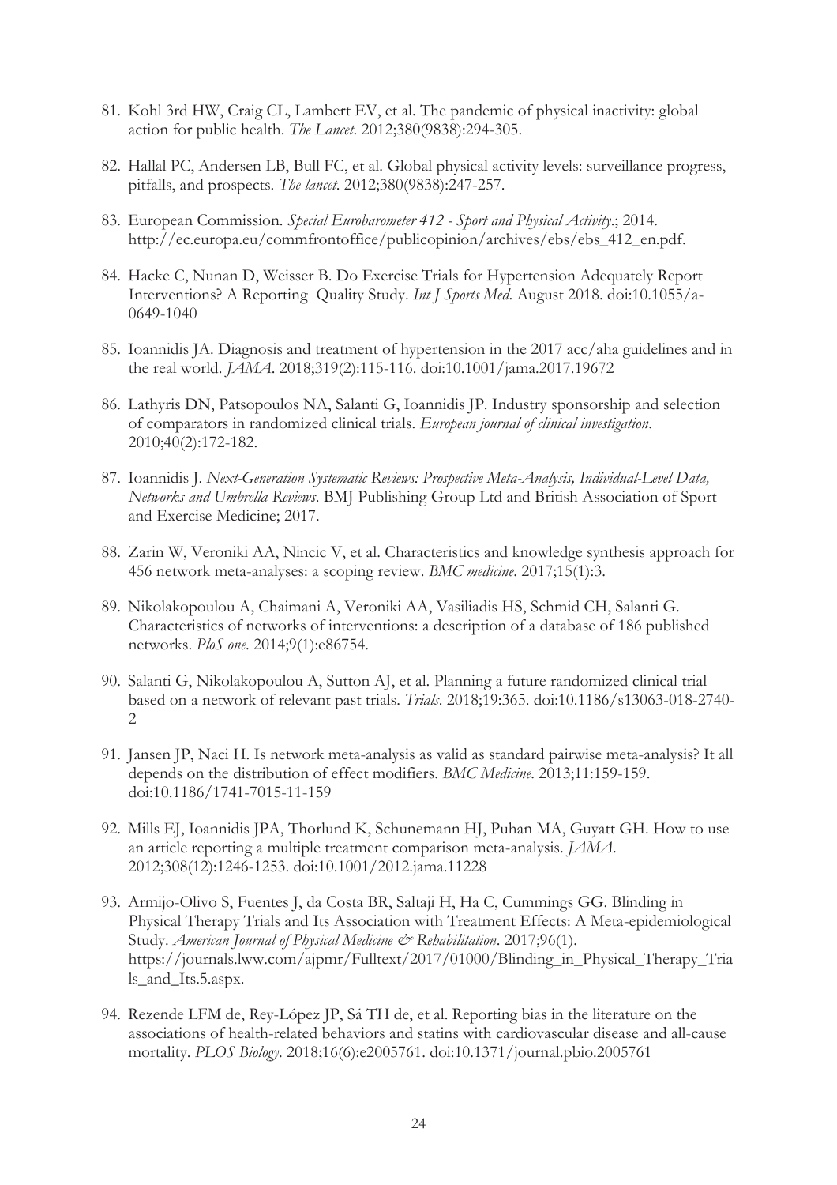81. Kohl 3rd HW, Craig CL, Lambert EV, et al. The pandemic of physical inactivity: global action for public health. *The Lancet*. 2012;380(9838):294-305.

82. Hallal PC, Andersen LB, Bull FC, et al. Global physical activity levels: surveillance progress, pitfalls, and prospects. *The lancet*. 2012;380(9838):247-257.

83. European Commission. *Special Eurobarometer 412 - Sport and Physical Activity*.; 2014. http://ec.europa.eu/commfrontoffice/publicopinion/archives/ebs/ebs_412_en.pdf.

84. Hacke C, Nunan D, Weisser B. Do Exercise Trials for Hypertension Adequately Report Interventions? A Reporting Quality Study. *Int J Sports Med*. August 2018. doi:10.1055/a-0649-1040

85. Ioannidis JA. Diagnosis and treatment of hypertension in the 2017 acc/aha guidelines and in the real world. *JAMA*. 2018;319(2):115-116. doi:10.1001/jama.2017.19672

86. Lathyris DN, Patsopoulos NA, Salanti G, Ioannidis JP. Industry sponsorship and selection of comparators in randomized clinical trials. *European journal of clinical investigation*. 2010;40(2):172-182.

87. Ioannidis J. *Next-Generation Systematic Reviews: Prospective Meta-Analysis, Individual-Level Data, Networks and Umbrella Reviews*. BMJ Publishing Group Ltd and British Association of Sport and Exercise Medicine; 2017.

88. Zarin W, Veroniki AA, Nincic V, et al. Characteristics and knowledge synthesis approach for 456 network meta-analyses: a scoping review. *BMC medicine*. 2017;15(1):3.

89. Nikolakopoulou A, Chaimani A, Veroniki AA, Vasiliadis HS, Schmid CH, Salanti G. Characteristics of networks of interventions: a description of a database of 186 published networks. *PloS one*. 2014;9(1):e86754.

90. Salanti G, Nikolakopoulou A, Sutton AJ, et al. Planning a future randomized clinical trial based on a network of relevant past trials. *Trials*. 2018;19:365. doi:10.1186/s13063-018-2740-2

91. Jansen JP, Naci H. Is network meta-analysis as valid as standard pairwise meta-analysis? It all depends on the distribution of effect modifiers. *BMC Medicine*. 2013;11:159-159. doi:10.1186/1741-7015-11-159

92. Mills EJ, Ioannidis JPA, Thorlund K, Schunemann HJ, Puhan MA, Guyatt GH. How to use an article reporting a multiple treatment comparison meta-analysis. *JAMA*. 2012;308(12):1246-1253. doi:10.1001/2012.jama.11228

93. Armijo-Olivo S, Fuentes J, da Costa BR, Saltaji H, Ha C, Cummings GG. Blinding in Physical Therapy Trials and Its Association with Treatment Effects: A Meta-epidemiological Study. *American Journal of Physical Medicine & Rehabilitation*. 2017;96(1). https://journals.lww.com/ajpmr/Fulltext/2017/01000/Blinding_in_Physical_Therapy_Trials_and_Its.5.aspx.

94. Rezende LFM de, Rey-López JP, Sá TH de, et al. Reporting bias in the literature on the associations of health-related behaviors and statins with cardiovascular disease and all-cause mortality. *PLOS Biology*. 2018;16(6):e2005761. doi:10.1371/journal.pbio.2005761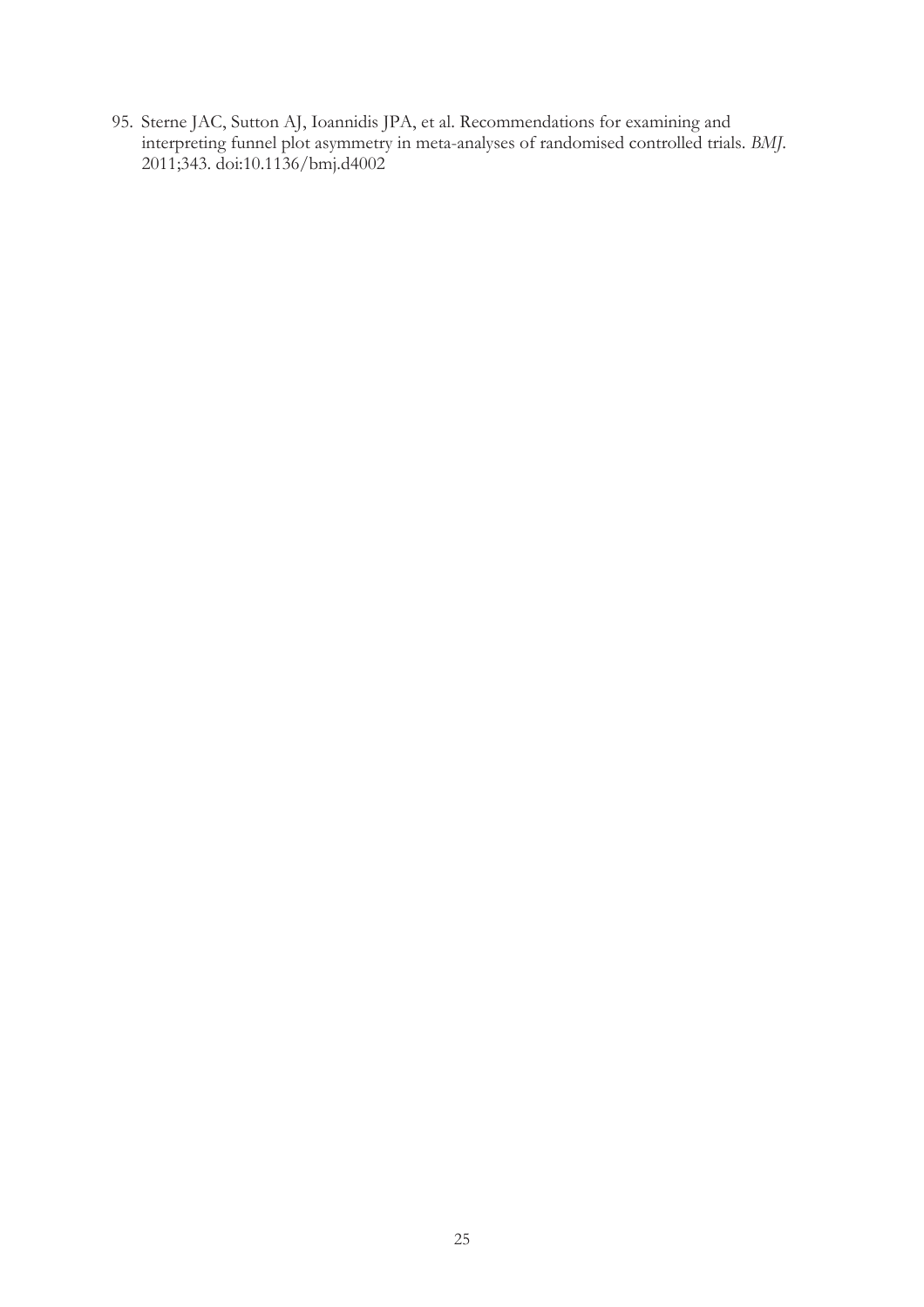95. Sterne JAC, Sutton AJ, Ioannidis JPA, et al. Recommendations for examining and interpreting funnel plot asymmetry in meta-analyses of randomised controlled trials. *BMJ*. 2011;343. doi:10.1136/bmj.d4002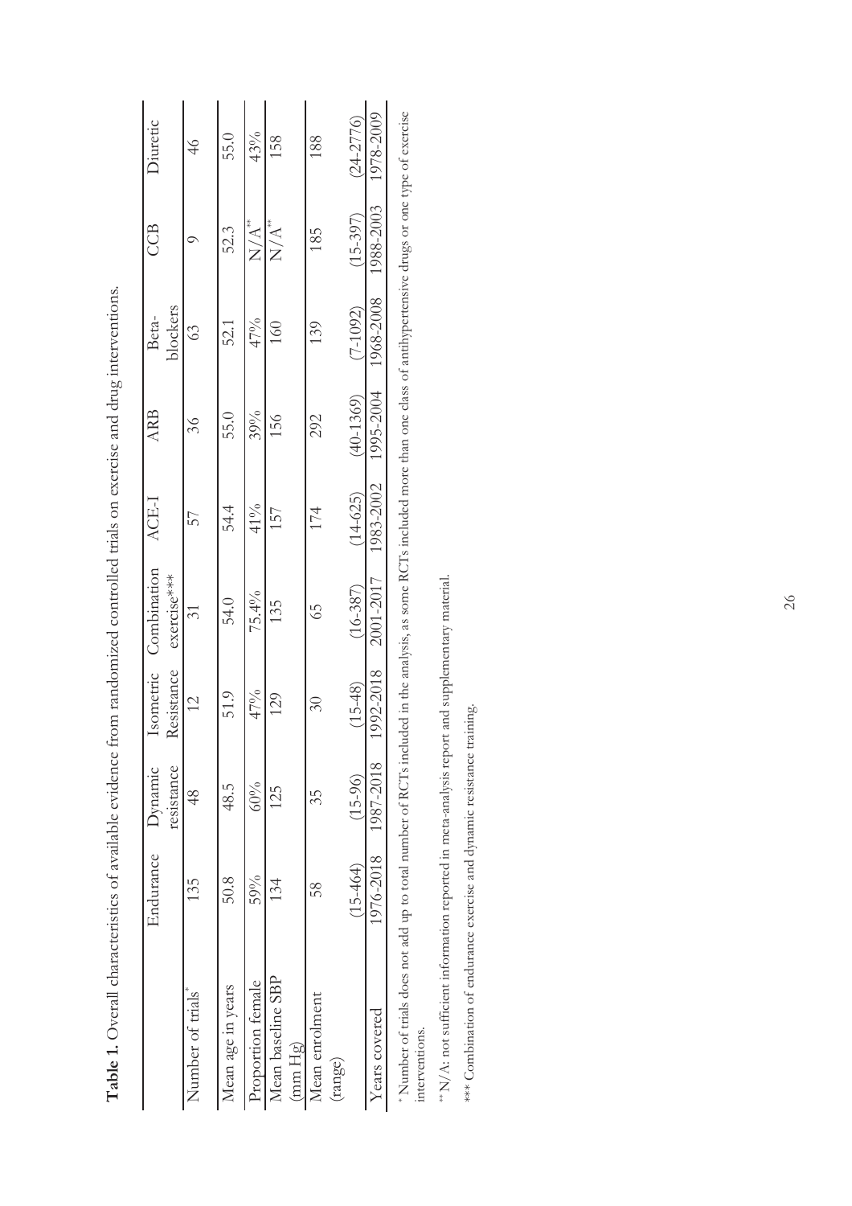**Table 1.** Overall characteristics of available evidence from randomized controlled trials on exercise and drug interventions.

| | Endurance | Dynamic resistance | Isometric Resistance | Combination exercise*** | ACE-I | ARB | Beta-blockers | CCB | Diuretic |
|---|---|---|---|---|---|---|---|---|---|
| Number of trials* | 135 | 48 | 12 | 31 | 57 | 36 | 63 | 9 | 46 |
| Mean age in years | 50.8 | 48.5 | 51.9 | 54.0 | 54.4 | 55.0 | 52.1 | 52.3 | 55.0 |
| Proportion female | 59% | 60% | 47% | 75.4% | 41% | 39% | 47% | N/A** | 43% |
| Mean baseline SBP (mm Hg) | 134 | 125 | 129 | 135 | 157 | 156 | 160 | N/A** | 158 |
| Mean enrolment (range) | 58 (15-464) | 35 (15-96) | 30 (15-48) | 65 (16-387) | 174 (14-625) | 292 (40-1369) | 139 (7-1092) | 185 (15-397) | 188 (24-2776) |
| Years covered | 1976-2018 | 1987-2018 | 1992-2018 | 2001-2017 | 1983-2002 | 1995-2004 | 1968-2008 | 1988-2003 | 1978-2009 |

* Number of trials does not add up to total number of RCTs included in the analysis, as some RCTs included more than one class of antihypertensive drugs or one type of exercise interventions.

** N/A: not sufficient information reported in meta-analysis report and supplementary material.

*** Combination of endurance exercise and dynamic resistance training.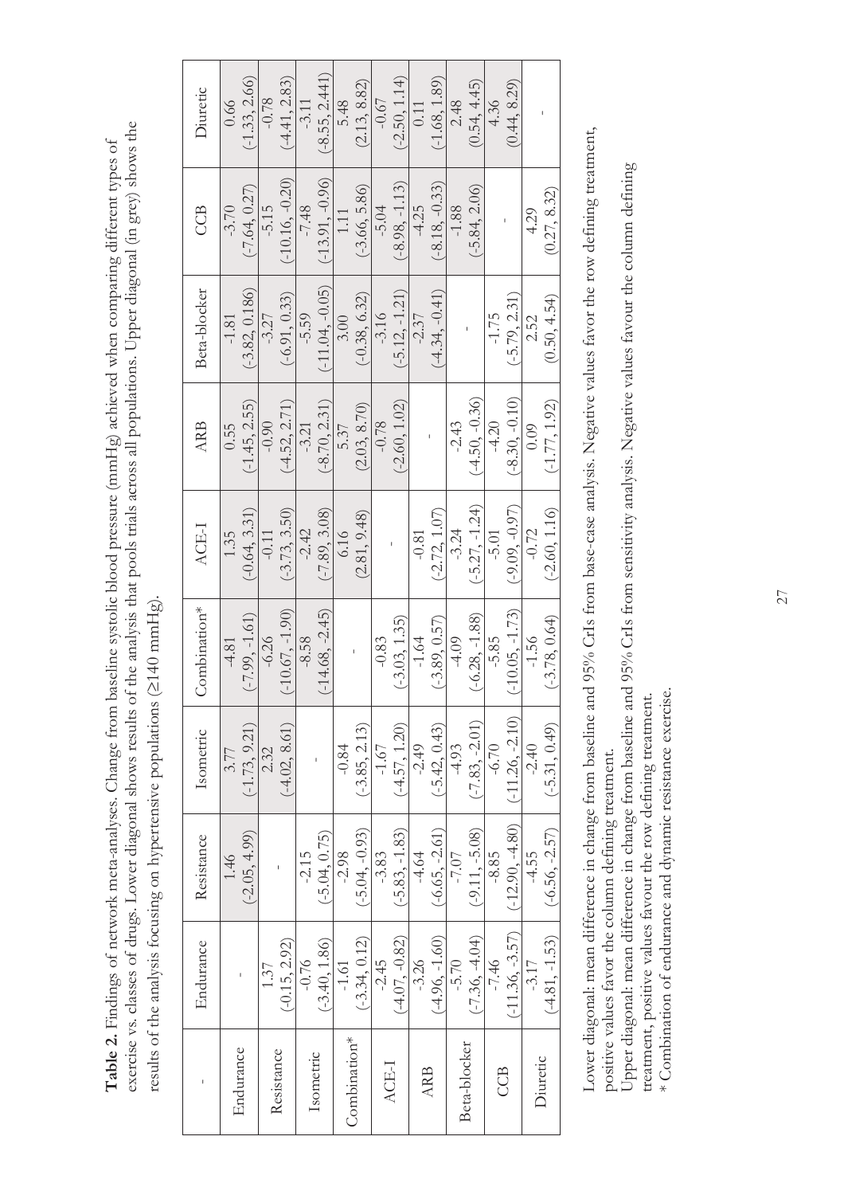**Table 2.** Findings of network meta-analyses. Change from baseline systolic blood pressure (mmHg) achieved when comparing different types of exercise vs. classes of drugs. Lower diagonal shows results of the analysis that pools trials across all populations. Upper diagonal (in grey) shows the results of the analysis focusing on hypertensive populations (≥140 mmHg).

| - | Endurance | Resistance | Isometric | Combination* | ACE-I | ARB | Beta-blocker | CCB | Diuretic |
|---|---|---|---|---|---|---|---|---|---|
| Endurance | - | 1.46 (-2.05, 4.99) | 3.77 (-1.73, 9.21) | -4.81 (-7.99, -1.61) | 1.35 (-0.64, 3.31) | 0.55 (-1.45, 2.55) | -1.81 (-3.82, 0.186) | -3.70 (-7.64, 0.27) | 0.66 (-1.33, 2.66) |
| Resistance | 1.37 (-0.15, 2.92) | - | 2.32 (-4.02, 8.61) | -6.26 (-10.67, -1.90) | -0.11 (-3.73, 3.50) | -0.90 (-4.52, 2.71) | -3.27 (-6.91, 0.33) | -5.15 (-10.16, -0.20) | -0.78 (-4.41, 2.83) |
| Isometric | -0.76 (-3.40, 1.86) | -2.15 (-5.04, 0.75) | - | -8.58 (-14.68, -2.45) | -2.42 (-7.89, 3.08) | -3.21 (-8.70, 2.31) | -5.59 (-11.04, -0.05) | -7.48 (-13.91, -0.96) | -3.11 (-8.55, 2.441) |
| Combination* | -1.61 (-3.34, 0.12) | -2.98 (-5.04, -0.93) | -0.84 (-3.85, 2.13) | - | 6.16 (2.81, 9.48) | 5.37 (2.03, 8.70) | 3.00 (-0.38, 6.32) | 1.11 (-3.66, 5.86) | 5.48 (2.13, 8.82) |
| ACE-I | -2.45 (-4.07, -0.82) | -3.83 (-5.83, -1.83) | -1.67 (-4.57, 1.20) | -0.83 (-3.03, 1.35) | - | -0.78 (-2.60, 1.02) | -3.16 (-5.12, -1.21) | -5.04 (-8.98, -1.13) | -0.67 (-2.50, 1.14) |
| ARB | -3.26 (-4.96, -1.60) | -4.64 (-6.65, -2.61) | -2.49 (-5.42, 0.43) | -1.64 (-3.89, 0.57) | -0.81 (-2.72, 1.07) | - | -2.37 (-4.34, -0.41) | -4.25 (-8.18, -0.33) | 0.11 (-1.68, 1.89) |
| Beta-blocker | -5.70 (-7.36, -4.04) | -7.07 (-9.11, -5.08) | -4.93 (-7.83, -2.01) | -4.09 (-6.28, -1.88) | -3.24 (-5.27, -1.24) | -2.43 (-4.50, -0.36) | - | -1.88 (-5.84, 2.06) | 2.48 (0.54, 4.45) |
| CCB | -7.46 (-11.36, -3.57) | -8.85 (-12.90, -4.80) | -6.70 (-11.26, -2.10) | -5.85 (-10.05, -1.73) | -5.01 (-9.09, -0.97) | -4.20 (-8.30, -0.10) | -1.75 (-5.79, 2.31) | - | 4.36 (0.44, 8.29) |
| Diuretic | -3.17 (-4.81, -1.53) | -4.55 (-6.56, -2.57) | -2.40 (-5.31, 0.49) | -1.56 (-3.78, 0.64) | -0.72 (-2.60, 1.16) | 0.09 (-1.77, 1.92) | 2.52 (0.50, 4.54) | 4.29 (0.27, 8.32) | - |

Lower diagonal: mean difference in change from baseline and 95% CrIs from base-case analysis. Negative values favor the row defining treatment, positive values favor the column defining treatment.
Upper diagonal: mean difference in change from baseline and 95% CrIs from sensitivity analysis. Negative values favour the column defining treatment, positive values favour the row defining treatment.
\* Combination of endurance and dynamic resistance exercise.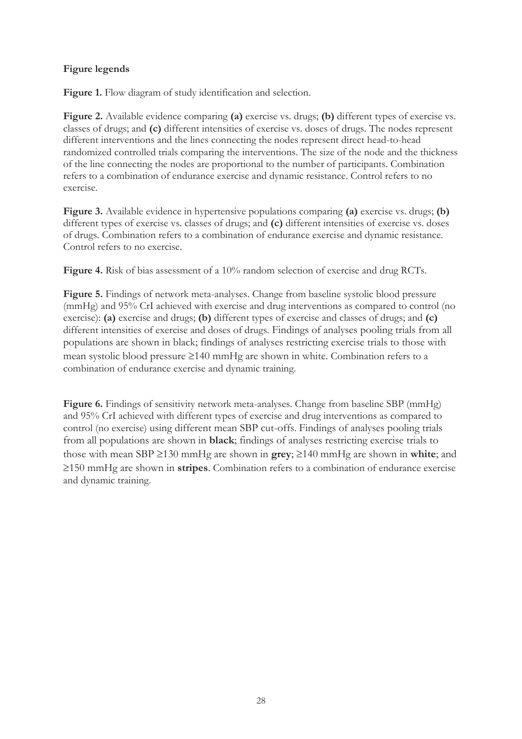**Figure legends**

**Figure 1.** Flow diagram of study identification and selection.

**Figure 2.** Available evidence comparing **(a)** exercise vs. drugs; **(b)** different types of exercise vs. classes of drugs; and **(c)** different intensities of exercise vs. doses of drugs. The nodes represent different interventions and the lines connecting the nodes represent direct head-to-head randomized controlled trials comparing the interventions. The size of the node and the thickness of the line connecting the nodes are proportional to the number of participants. Combination refers to a combination of endurance exercise and dynamic resistance. Control refers to no exercise.

**Figure 3.** Available evidence in hypertensive populations comparing **(a)** exercise vs. drugs; **(b)** different types of exercise vs. classes of drugs; and **(c)** different intensities of exercise vs. doses of drugs. Combination refers to a combination of endurance exercise and dynamic resistance. Control refers to no exercise.

**Figure 4.** Risk of bias assessment of a 10% random selection of exercise and drug RCTs.

**Figure 5.** Findings of network meta-analyses. Change from baseline systolic blood pressure (mmHg) and 95% CrI achieved with exercise and drug interventions as compared to control (no exercise): **(a)** exercise and drugs; **(b)** different types of exercise and classes of drugs; and **(c)** different intensities of exercise and doses of drugs. Findings of analyses pooling trials from all populations are shown in black; findings of analyses restricting exercise trials to those with mean systolic blood pressure ≥140 mmHg are shown in white. Combination refers to a combination of endurance exercise and dynamic training.

**Figure 6.** Findings of sensitivity network meta-analyses. Change from baseline SBP (mmHg) and 95% CrI achieved with different types of exercise and drug interventions as compared to control (no exercise) using different mean SBP cut-offs. Findings of analyses pooling trials from all populations are shown in **black**; findings of analyses restricting exercise trials to those with mean SBP ≥130 mmHg are shown in **grey**; ≥140 mmHg are shown in **white**; and ≥150 mmHg are shown in **stripes**. Combination refers to a combination of endurance exercise and dynamic training.